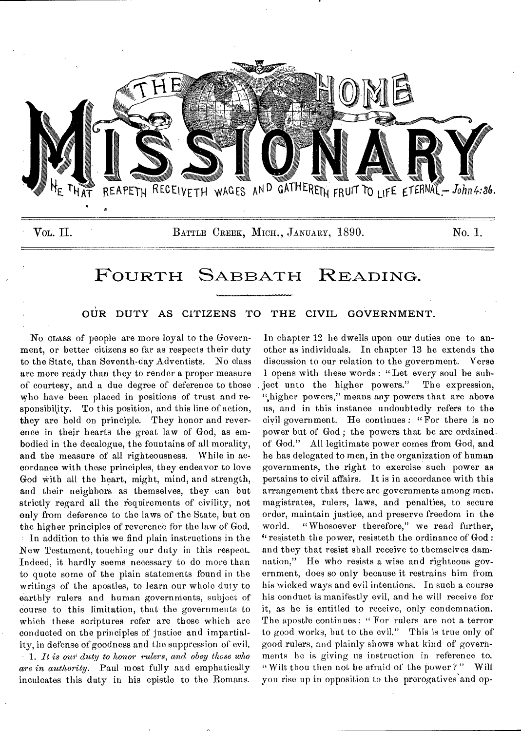# THE HOME MISSIONARY

HE THAT REAPETH RECEIVETH WAGES AND GATHERETH FRUIT TO LIFE ETERNAL.—*John 4:36.*

VOL. II. BATTLE CREEK, MICH., JANUARY, 1890. No. 1.

## FOURTH SABBATH READING.

### OUR DUTY AS CITIZENS TO THE CIVIL GOVERNMENT.

NO CLASS of people are more loyal to the Government, or better citizens so far as respects their duty to the State, than Seventh-day Adventists. No class are more ready than they to render a proper measure of courtesy, and a due degree of deference to those who have been placed in positions of trust and responsibility. To this position, and this line of action, they are held on principle. They honor and reverence in their hearts the great law of God, as embodied in the decalogue, the fountains of all morality, and the measure of all righteousness. While in accordance with these principles, they endeavor to love God with all the heart, might, mind, and strength, and their neighbors as themselves, they can but strictly regard all the requirements of civility, not only from deference to the laws of the State, but on the higher principles of reverence for the law of God.

In addition to this we find plain instructions in the New Testament, touching our duty in this respect. Indeed, it hardly seems necessary to do more than to quote some of the plain statements found in the writings of the apostles, to learn our whole duty to earthly rulers and human governments, subject of course to this limitation, that the governments to which these scriptures refer are those which are conducted on the principles of justice and impartiality, in defense of goodness and the suppression of evil.

1. *It is our duty to honor rulers, and obey those who are in authority.* Paul most fully and emphatically inculcates this duty in his epistle to the Romans. In chapter 12 he dwells upon our duties one to another as individuals. In chapter 13 he extends the discussion to our relation to the government. Verse 1 opens with these words: "Let every soul be subject unto the higher powers." The expression, "higher powers," means any powers that are above us, and in this instance undoubtedly refers to the civil government. He continues: "For there is no power but of God; the powers that be are ordained of God." All legitimate power comes from God, and he has delegated to men, in the organization of human governments, the right to exercise such power as pertains to civil affairs. It is in accordance with this arrangement that there are governments among men, magistrates, rulers, laws, and penalties, to secure order, maintain justice, and preserve freedom in the world. "Whosoever therefore," we read further, "resisteth the power, resisteth the ordinance of God: and they that resist shall receive to themselves damnation." He who resists a wise and righteous government, does so only because it restrains him from his wicked ways and evil intentions. In such a course his conduct is manifestly evil, and he will receive for it, as he is entitled to receive, only condemnation. The apostle continues: "For rulers are not a terror to good works, but to the evil." This is true only of good rulers, and plainly shows what kind of governments he is giving us instruction in reference to. "Wilt thou then not be afraid of the power?" Will you rise up in opposition to the prerogatives and op-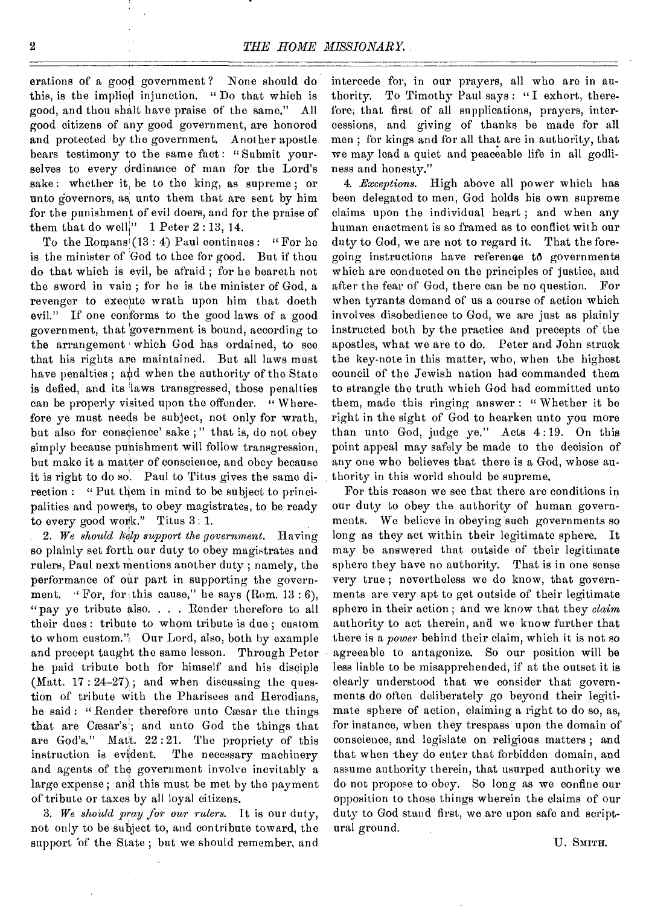erations of a good government? None should do this, is the implied injunction. "Do that which is good, and thou shalt have praise of the same." All good citizens of any good government, are honored and protected by the government. Another apostle bears testimony to the same fact: "Submit yourselves to every ordinance of man for the Lord's sake: whether it be to the king, as supreme; or unto governors, as unto them that are sent by him for the punishment of evil doers, and for the praise of them that do well." 1 Peter 2:13, 14.

To the Romans (13:4) Paul continues: "For he is the minister of God to thee for good. But if thou do that which is evil, be afraid; for he beareth not the sword in vain; for he is the minister of God, a revenger to execute wrath upon him that doeth evil." If one conforms to the good laws of a good government, that government is bound, according to the arrangement which God has ordained, to see that his rights are maintained. But all laws must have penalties; and when the authority of the State is defied, and its laws transgressed, those penalties can be properly visited upon the offender. "Wherefore ye must needs be subject, not only for wrath, but also for conscience' sake;" that is, do not obey simply because punishment will follow transgression, but make it a matter of conscience, and obey because it is right to do so. Paul to Titus gives the same direction: "Put them in mind to be subject to principalities and powers, to obey magistrates, to be ready to every good work." Titus 3:1.

2. *We should help support the government.* Having so plainly set forth our duty to obey magistrates and rulers, Paul next mentions another duty; namely, the performance of our part in supporting the government. "For, for this cause," he says (Rom. 13:6), "pay ye tribute also. . . . Render therefore to all their dues: tribute to whom tribute is due; custom to whom custom." Our Lord, also, both by example and precept taught the same lesson. Through Peter he paid tribute both for himself and his disciple (Matt. 17:24-27); and when discussing the question of tribute with the Pharisees and Herodians, he said: "Render therefore unto Cæsar the things that are Cæsar's; and unto God the things that are God's." Matt. 22:21. The propriety of this instruction is evident. The necessary machinery and agents of the government involve inevitably a large expense; and this must be met by the payment of tribute or taxes by all loyal citizens.

3. *We should pray for our rulers.* It is our duty, not only to be subject to, and contribute toward, the support of the State; but we should remember, and intercede for, in our prayers, all who are in authority. To Timothy Paul says: "I exhort, therefore, that first of all supplications, prayers, intercessions, and giving of thanks be made for all men; for kings and for all that are in authority, that we may lead a quiet and peaceable life in all godliness and honesty."

4. *Exceptions.* High above all power which has been delegated to men, God holds his own supreme claims upon the individual heart; and when any human enactment is so framed as to conflict with our duty to God, we are not to regard it. That the foregoing instructions have reference to governments which are conducted on the principles of justice, and after the fear of God, there can be no question. For when tyrants demand of us a course of action which involves disobedience to God, we are just as plainly instructed both by the practice and precepts of the apostles, what we are to do. Peter and John struck the key-note in this matter, who, when the highest council of the Jewish nation had commanded them to strangle the truth which God had committed unto them, made this ringing answer: "Whether it be right in the sight of God to hearken unto you more than unto God, judge ye." Acts 4:19. On this point appeal may safely be made to the decision of any one who believes that there is a God, whose authority in this world should be supreme.

For this reason we see that there are conditions in our duty to obey the authority of human governments. We believe in obeying such governments so long as they act within their legitimate sphere. It may be answered that outside of their legitimate sphere they have no authority. That is in one sense very true; nevertheless we do know, that governments are very apt to get outside of their legitimate sphere in their action; and we know that they *claim* authority to act therein, and we know further that there is a *power* behind their claim, which it is not so agreeable to antagonize. So our position will be less liable to be misapprehended, if at the outset it is clearly understood that we consider that governments do often deliberately go beyond their legitimate sphere of action, claiming a right to do so, as, for instance, when they trespass upon the domain of conscience, and legislate on religious matters; and that when they do enter that forbidden domain, and assume authority therein, that usurped authority we do not propose to obey. So long as we confine our opposition to those things wherein the claims of our duty to God stand first, we are upon safe and scriptural ground.

U. Smith.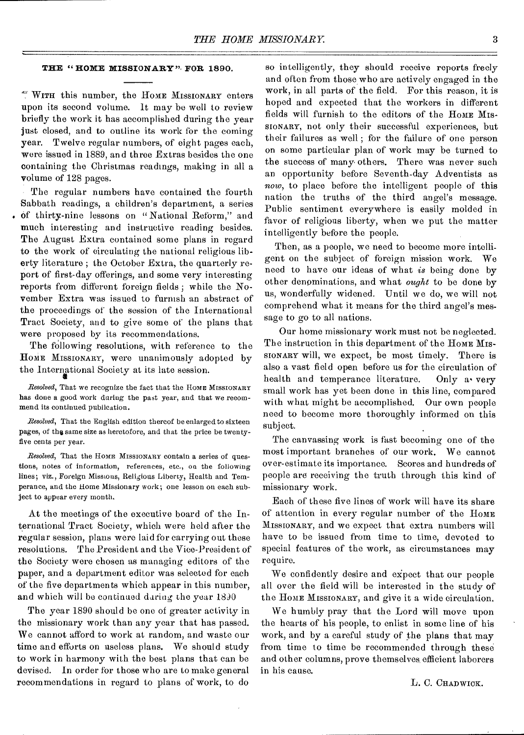## THE "HOME MISSIONARY" FOR 1890.

With this number, the HOME MISSIONARY enters upon its second volume. It may be well to review briefly the work it has accomplished during the year just closed, and to outline its work for the coming year. Twelve regular numbers, of eight pages each, were issued in 1889, and three Extras besides the one containing the Christmas readings, making in all a volume of 128 pages.

The regular numbers have contained the fourth Sabbath readings, a children's department, a series of thirty-nine lessons on "National Reform," and much interesting and instructive reading besides. The August Extra contained some plans in regard to the work of circulating the national religious liberty literature; the October Extra, the quarterly report of first-day offerings, and some very interesting reports from different foreign fields; while the November Extra was issued to furnish an abstract of the proceedings of the session of the International Tract Society, and to give some of the plans that were proposed by its recommendations.

The following resolutions, with reference to the HOME MISSIONARY, were unanimously adopted by the International Society at its late session.

*Resolved*, That we recognize the fact that the HOME MISSIONARY has done a good work during the past year, and that we recommend its continued publication.

*Resolved*, That the English edition thereof be enlarged to sixteen pages, of the same size as heretofore, and that the price be twenty-five cents per year.

*Resolved*, That the HOME MISSIONARY contain a series of questions, notes of information, references, etc., on the following lines; viz., Foreign Missions, Religious Liberty, Health and Temperance, and the Home Missionary work; one lesson on each subject to appear every month.

At the meetings of the executive board of the International Tract Society, which were held after the regular session, plans were laid for carrying out these resolutions. The President and the Vice-President of the Society were chosen as managing editors of the paper, and a department editor was selected for each of the five departments which appear in this number, and which will be continued during the year 1890

The year 1890 should be one of greater activity in the missionary work than any year that has passed. We cannot afford to work at random, and waste our time and efforts on useless plans. We should study to work in harmony with the best plans that can be devised. In order for those who are to make general recommendations in regard to plans of work, to do so intelligently, they should receive reports freely and often from those who are actively engaged in the work, in all parts of the field. For this reason, it is hoped and expected that the workers in different fields will furnish to the editors of the HOME MISSIONARY, not only their successful experiences, but their failures as well; for the failure of one person on some particular plan of work may be turned to the success of many others. There was never such an opportunity before Seventh-day Adventists as *now*, to place before the intelligent people of this nation the truths of the third angel's message. Public sentiment everywhere is easily molded in favor of religious liberty, when we put the matter intelligently before the people.

Then, as a people, we need to become more intelligent on the subject of foreign mission work. We need to have our ideas of what *is* being done by other denominations, and what *ought* to be done by us, wonderfully widened. Until we do, we will not comprehend what it means for the third angel's message to go to all nations.

Our home missionary work must not be neglected. The instruction in this department of the HOME MISSIONARY will, we expect, be most timely. There is also a vast field open before us for the circulation of health and temperance literature. Only a very small work has yet been done in this line, compared with what might be accomplished. Our own people need to become more thoroughly informed on this subject.

The canvassing work is fast becoming one of the most important branches of our work. We cannot over-estimate its importance. Scores and hundreds of people are receiving the truth through this kind of missionary work.

Each of these five lines of work will have its share of attention in every regular number of the HOME MISSIONARY, and we expect that extra numbers will have to be issued from time to time, devoted to special features of the work, as circumstances may require.

We confidently desire and expect that our people all over the field will be interested in the study of the HOME MISSIONARY, and give it a wide circulation.

We humbly pray that the Lord will move upon the hearts of his people, to enlist in some line of his work, and by a careful study of the plans that may from time to time be recommended through these and other columns, prove themselves efficient laborers in his cause.

L. C. CHADWICK.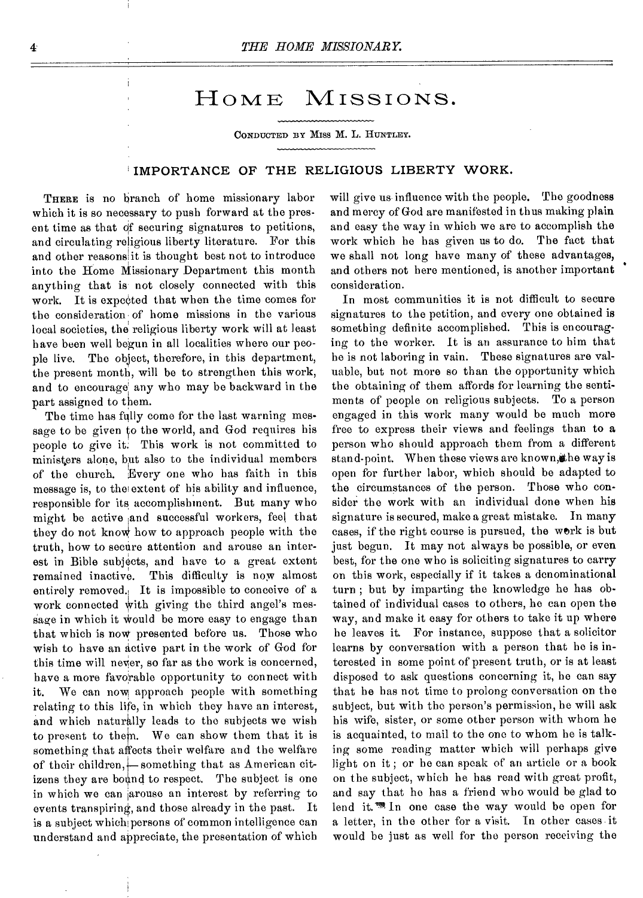# HOME MISSIONS.

CONDUCTED BY MISS M. L. HUNTLEY.

## IMPORTANCE OF THE RELIGIOUS LIBERTY WORK.

THERE is no branch of home missionary labor which it is so necessary to push forward at the present time as that of securing signatures to petitions, and circulating religious liberty literature. For this and other reasons it is thought best not to introduce into the Home Missionary Department this month anything that is not closely connected with this work. It is expected that when the time comes for the consideration of home missions in the various local societies, the religious liberty work will at least have been well begun in all localities where our people live. The object, therefore, in this department, the present month, will be to strengthen this work, and to encourage any who may be backward in the part assigned to them.

The time has fully come for the last warning message to be given to the world, and God requires his people to give it. This work is not committed to ministers alone, but also to the individual members of the church. Every one who has faith in this message is, to the extent of his ability and influence, responsible for its accomplishment. But many who might be active and successful workers, feel that they do not know how to approach people with the truth, how to secure attention and arouse an interest in Bible subjects, and have to a great extent remained inactive. This difficulty is now almost entirely removed. It is impossible to conceive of a work connected with giving the third angel's message in which it would be more easy to engage than that which is now presented before us. Those who wish to have an active part in the work of God for this time will never, so far as the work is concerned, have a more favorable opportunity to connect with it. We can now approach people with something relating to this life, in which they have an interest, and which naturally leads to the subjects we wish to present to them. We can show them that it is something that affects their welfare and the welfare of their children,— something that as American citizens they are bound to respect. The subject is one in which we can arouse an interest by referring to events transpiring, and those already in the past. It is a subject which persons of common intelligence can understand and appreciate, the presentation of which will give us influence with the people. The goodness and mercy of God are manifested in thus making plain and easy the way in which we are to accomplish the work which he has given us to do. The fact that we shall not long have many of these advantages, and others not here mentioned, is another important consideration.

In most communities it is not difficult to secure signatures to the petition, and every one obtained is something definite accomplished. This is encouraging to the worker. It is an assurance to him that he is not laboring in vain. These signatures are valuable, but not more so than the opportunity which the obtaining of them affords for learning the sentiments of people on religious subjects. To a person engaged in this work many would be much more free to express their views and feelings than to a person who should approach them from a different stand-point. When these views are known, the way is open for further labor, which should be adapted to the circumstances of the person. Those who consider the work with an individual done when his signature is secured, make a great mistake. In many cases, if the right course is pursued, the work is but just begun. It may not always be possible, or even best, for the one who is soliciting signatures to carry on this work, especially if it takes a denominational turn; but by imparting the knowledge he has obtained of individual cases to others, he can open the way, and make it easy for others to take it up where he leaves it. For instance, suppose that a solicitor learns by conversation with a person that he is interested in some point of present truth, or is at least disposed to ask questions concerning it, he can say that he has not time to prolong conversation on the subject, but with the person's permission, he will ask his wife, sister, or some other person with whom he is acquainted, to mail to the one to whom he is talking some reading matter which will perhaps give light on it; or he can speak of an article or a book on the subject, which he has read with great profit, and say that he has a friend who would be glad to lend it. In one case the way would be open for a letter, in the other for a visit. In other cases it would be just as well for the person receiving the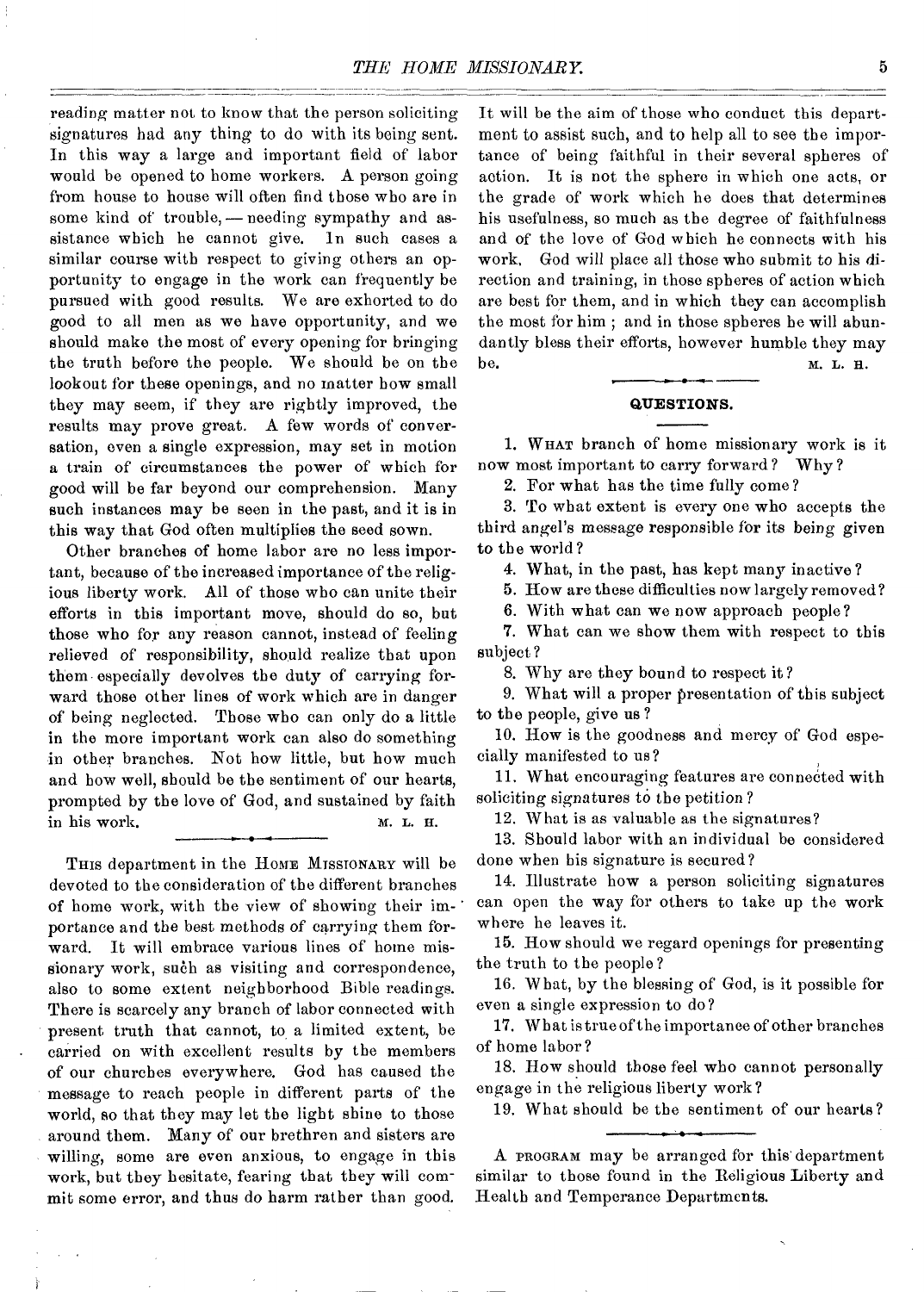reading matter not to know that the person soliciting signatures had any thing to do with its being sent. In this way a large and important field of labor would be opened to home workers. A person going from house to house will often find those who are in some kind of trouble, — needing sympathy and assistance which he cannot give. In such cases a similar course with respect to giving others an opportunity to engage in the work can frequently be pursued with good results. We are exhorted to do good to all men as we have opportunity, and we should make the most of every opening for bringing the truth before the people. We should be on the lookout for these openings, and no matter how small they may seem, if they are rightly improved, the results may prove great. A few words of conversation, even a single expression, may set in motion a train of circumstances the power of which for good will be far beyond our comprehension. Many such instances may be seen in the past, and it is in this way that God often multiplies the seed sown.

Other branches of home labor are no less important, because of the increased importance of the religious liberty work. All of those who can unite their efforts in this important move, should do so, but those who for any reason cannot, instead of feeling relieved of responsibility, should realize that upon them especially devolves the duty of carrying forward those other lines of work which are in danger of being neglected. Those who can only do a little in the more important work can also do something in other branches. Not how little, but how much and how well, should be the sentiment of our hearts, prompted by the love of God, and sustained by faith in his work.

M. L. H.

---

THIS department in the HOME MISSIONARY will be devoted to the consideration of the different branches of home work, with the view of showing their importance and the best methods of carrying them forward. It will embrace various lines of home missionary work, such as visiting and correspondence, also to some extent neighborhood Bible readings. There is scarcely any branch of labor connected with present truth that cannot, to a limited extent, be carried on with excellent results by the members of our churches everywhere. God has caused the message to reach people in different parts of the world, so that they may let the light shine to those around them. Many of our brethren and sisters are willing, some are even anxious, to engage in this work, but they hesitate, fearing that they will commit some error, and thus do harm rather than good. It will be the aim of those who conduct this department to assist such, and to help all to see the importance of being faithful in their several spheres of action. It is not the sphere in which one acts, or the grade of work which he does that determines his usefulness, so much as the degree of faithfulness and of the love of God which he connects with his work. God will place all those who submit to his direction and training, in those spheres of action which are best for them, and in which they can accomplish the most for him; and in those spheres he will abundantly bless their efforts, however humble they may be.

M. L. H.

---

## QUESTIONS.

1. WHAT branch of home missionary work is it now most important to carry forward? Why?
2. For what has the time fully come?
3. To what extent is every one who accepts the third angel's message responsible for its being given to the world?
4. What, in the past, has kept many inactive?
5. How are these difficulties now largely removed?
6. With what can we now approach people?
7. What can we show them with respect to this subject?
8. Why are they bound to respect it?
9. What will a proper presentation of this subject to the people, give us?
10. How is the goodness and mercy of God especially manifested to us?
11. What encouraging features are connected with soliciting signatures to the petition?
12. What is as valuable as the signatures?
13. Should labor with an individual be considered done when his signature is secured?
14. Illustrate how a person soliciting signatures can open the way for others to take up the work where he leaves it.
15. How should we regard openings for presenting the truth to the people?
16. What, by the blessing of God, is it possible for even a single expression to do?
17. What is true of the importance of other branches of home labor?
18. How should those feel who cannot personally engage in the religious liberty work?
19. What should be the sentiment of our hearts?

---

A PROGRAM may be arranged for this department similar to those found in the Religious Liberty and Health and Temperance Departments.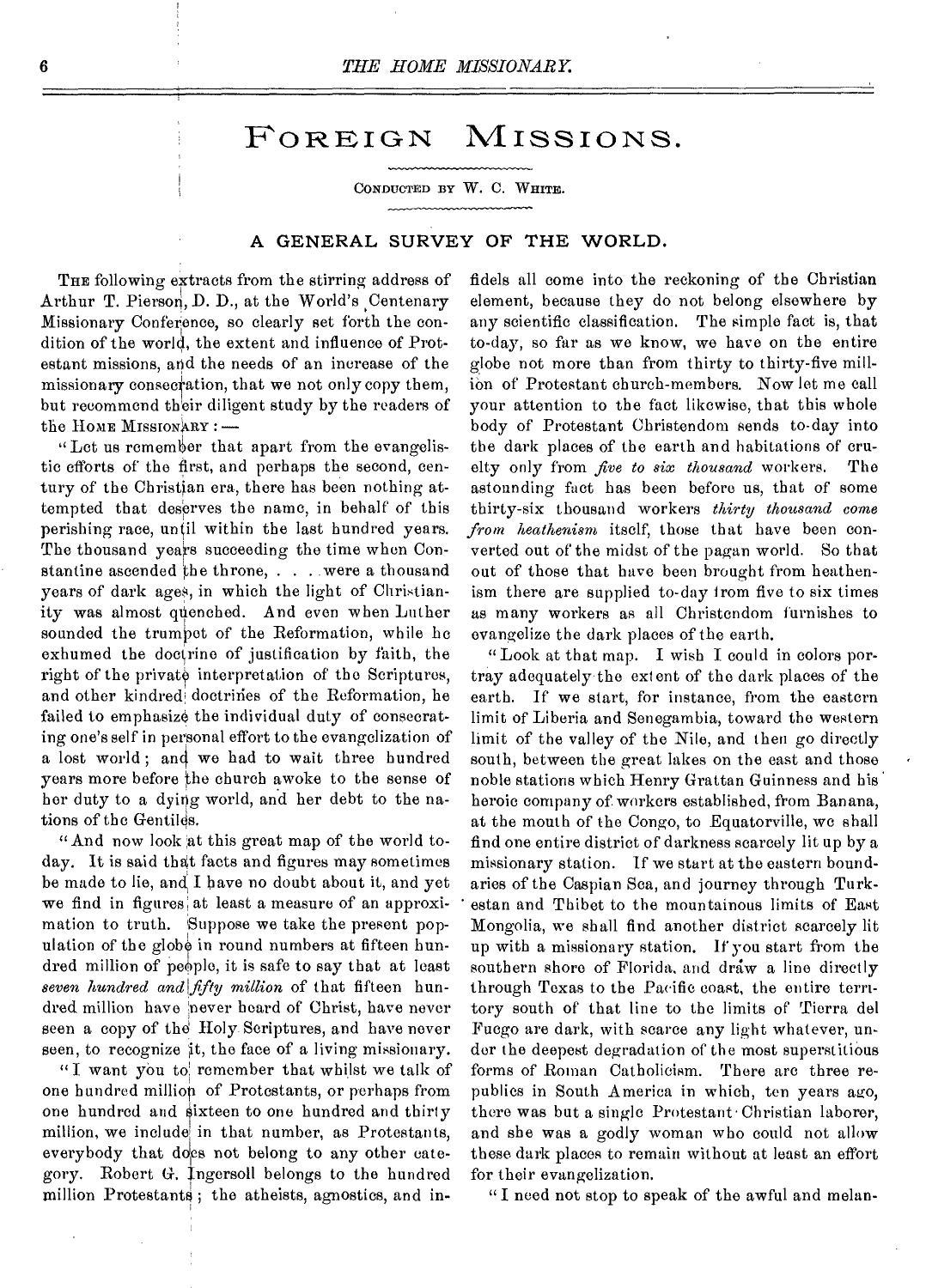# FOREIGN MISSIONS.

CONDUCTED BY W. C. WHITE.

## A GENERAL SURVEY OF THE WORLD.

THE following extracts from the stirring address of Arthur T. Pierson, D. D., at the World's Centenary Missionary Conference, so clearly set forth the condition of the world, the extent and influence of Protestant missions, and the needs of an increase of the missionary consecration, that we not only copy them, but recommend their diligent study by the readers of the HOME MISSIONARY: —

"Let us remember that apart from the evangelistic efforts of the first, and perhaps the second, century of the Christian era, there has been nothing attempted that deserves the name, in behalf of this perishing race, until within the last hundred years. The thousand years succeeding the time when Constantine ascended the throne, . . . were a thousand years of dark ages, in which the light of Christianity was almost quenched. And even when Luther sounded the trumpet of the Reformation, while he exhumed the doctrine of justification by faith, the right of the private interpretation of the Scriptures, and other kindred doctrines of the Reformation, he failed to emphasize the individual duty of consecrating one's self in personal effort to the evangelization of a lost world; and we had to wait three hundred years more before the church awoke to the sense of her duty to a dying world, and her debt to the nations of the Gentiles.

"And now look at this great map of the world today. It is said that facts and figures may sometimes be made to lie, and I have no doubt about it, and yet we find in figures at least a measure of an approximation to truth. Suppose we take the present population of the globe in round numbers at fifteen hundred million of people, it is safe to say that at least *seven hundred and fifty million* of that fifteen hundred million have never heard of Christ, have never seen a copy of the Holy Scriptures, and have never seen, to recognize it, the face of a living missionary.

"I want you to remember that whilst we talk of one hundred million of Protestants, or perhaps from one hundred and sixteen to one hundred and thirty million, we include in that number, as Protestants, everybody that does not belong to any other category. Robert G. Ingersoll belongs to the hundred million Protestants; the atheists, agnostics, and infidels all come into the reckoning of the Christian element, because they do not belong elsewhere by any scientific classification. The simple fact is, that to-day, so far as we know, we have on the entire globe not more than from thirty to thirty-five million of Protestant church-members. Now let me call your attention to the fact likewise, that this whole body of Protestant Christendom sends to-day into the dark places of the earth and habitations of cruelty only from *five to six thousand* workers. The astounding fact has been before us, that of some thirty-six thousand workers *thirty thousand come from heathenism* itself, those that have been converted out of the midst of the pagan world. So that out of those that have been brought from heathenism there are supplied to-day from five to six times as many workers as all Christendom furnishes to evangelize the dark places of the earth.

"Look at that map. I wish I could in colors portray adequately the extent of the dark places of the earth. If we start, for instance, from the eastern limit of Liberia and Senegambia, toward the western limit of the valley of the Nile, and then go directly south, between the great lakes on the east and those noble stations which Henry Grattan Guinness and his heroic company of workers established, from Banana, at the mouth of the Congo, to Equatorville, we shall find one entire district of darkness scarcely lit up by a missionary station. If we start at the eastern boundaries of the Caspian Sea, and journey through Turkestan and Thibet to the mountainous limits of East Mongolia, we shall find another district scarcely lit up with a missionary station. If you start from the southern shore of Florida, and draw a line directly through Texas to the Pacific coast, the entire territory south of that line to the limits of Tierra del Fuego are dark, with scarce any light whatever, under the deepest degradation of the most superstitious forms of Roman Catholicism. There are three republics in South America in which, ten years ago, there was but a single Protestant Christian laborer, and she was a godly woman who could not allow these dark places to remain without at least an effort for their evangelization.

"I need not stop to speak of the awful and melan-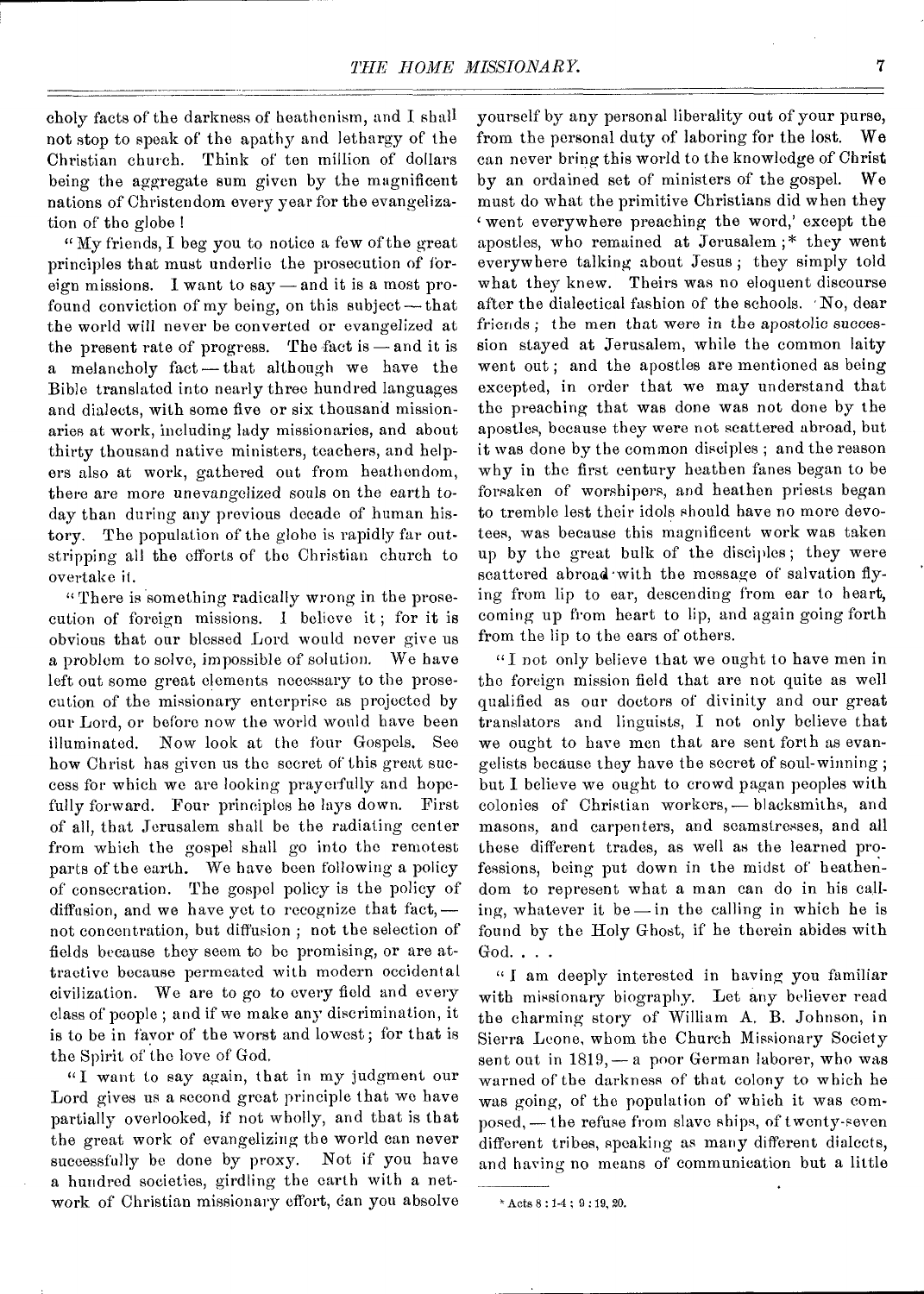choly facts of the darkness of heathenism, and I shall not stop to speak of the apathy and lethargy of the Christian church. Think of ten million of dollars being the aggregate sum given by the magnificent nations of Christendom every year for the evangelization of the globe!

"My friends, I beg you to notice a few of the great principles that must underlie the prosecution of foreign missions. I want to say — and it is a most profound conviction of my being, on this subject — that the world will never be converted or evangelized at the present rate of progress. The fact is — and it is a melancholy fact — that although we have the Bible translated into nearly three hundred languages and dialects, with some five or six thousand missionaries at work, including lady missionaries, and about thirty thousand native ministers, teachers, and helpers also at work, gathered out from heathendom, there are more unevangelized souls on the earth to-day than during any previous decade of human history. The population of the globe is rapidly far outstripping all the efforts of the Christian church to overtake it.

"There is something radically wrong in the prosecution of foreign missions. I believe it; for it is obvious that our blessed Lord would never give us a problem to solve, impossible of solution. We have left out some great elements necessary to the prosecution of the missionary enterprise as projected by our Lord, or before now the world would have been illuminated. Now look at the four Gospels. See how Christ has given us the secret of this great success for which we are looking prayerfully and hopefully forward. Four principles he lays down. First of all, that Jerusalem shall be the radiating center from which the gospel shall go into the remotest parts of the earth. We have been following a policy of consecration. The gospel policy is the policy of diffusion, and we have yet to recognize that fact, — not concentration, but diffusion; not the selection of fields because they seem to be promising, or are attractive because permeated with modern occidental civilization. We are to go to every field and every class of people; and if we make any discrimination, it is to be in favor of the worst and lowest; for that is the Spirit of the love of God.

"I want to say again, that in my judgment our Lord gives us a second great principle that we have partially overlooked, if not wholly, and that is that the great work of evangelizing the world can never successfully be done by proxy. Not if you have a hundred societies, girdling the earth with a network of Christian missionary effort, can you absolve yourself by any personal liberality out of your purse, from the personal duty of laboring for the lost. We can never bring this world to the knowledge of Christ by an ordained set of ministers of the gospel. We must do what the primitive Christians did when they 'went everywhere preaching the word,' except the apostles, who remained at Jerusalem;* they went everywhere talking about Jesus; they simply told what they knew. Theirs was no eloquent discourse after the dialectical fashion of the schools. No, dear friends; the men that were in the apostolic succession stayed at Jerusalem, while the common laity went out; and the apostles are mentioned as being excepted, in order that we may understand that the preaching that was done was not done by the apostles, because they were not scattered abroad, but it was done by the common disciples; and the reason why in the first century heathen fanes began to be forsaken of worshipers, and heathen priests began to tremble lest their idols should have no more devotees, was because this magnificent work was taken up by the great bulk of the disciples; they were scattered abroad with the message of salvation flying from lip to ear, descending from ear to heart, coming up from heart to lip, and again going forth from the lip to the ears of others.

"I not only believe that we ought to have men in the foreign mission field that are not quite as well qualified as our doctors of divinity and our great translators and linguists, I not only believe that we ought to have men that are sent forth as evangelists because they have the secret of soul-winning; but I believe we ought to crowd pagan peoples with colonies of Christian workers, — blacksmiths, and masons, and carpenters, and seamstresses, and all these different trades, as well as the learned professions, being put down in the midst of heathendom to represent what a man can do in his calling, whatever it be — in the calling in which he is found by the Holy Ghost, if he therein abides with God. . . .

"I am deeply interested in having you familiar with missionary biography. Let any believer read the charming story of William A. B. Johnson, in Sierra Leone, whom the Church Missionary Society sent out in 1819, — a poor German laborer, who was warned of the darkness of that colony to which he was going, of the population of which it was composed, — the refuse from slave ships, of twenty-seven different tribes, speaking as many different dialects, and having no means of communication but a little

* Acts 8:1-4; 9:19, 20.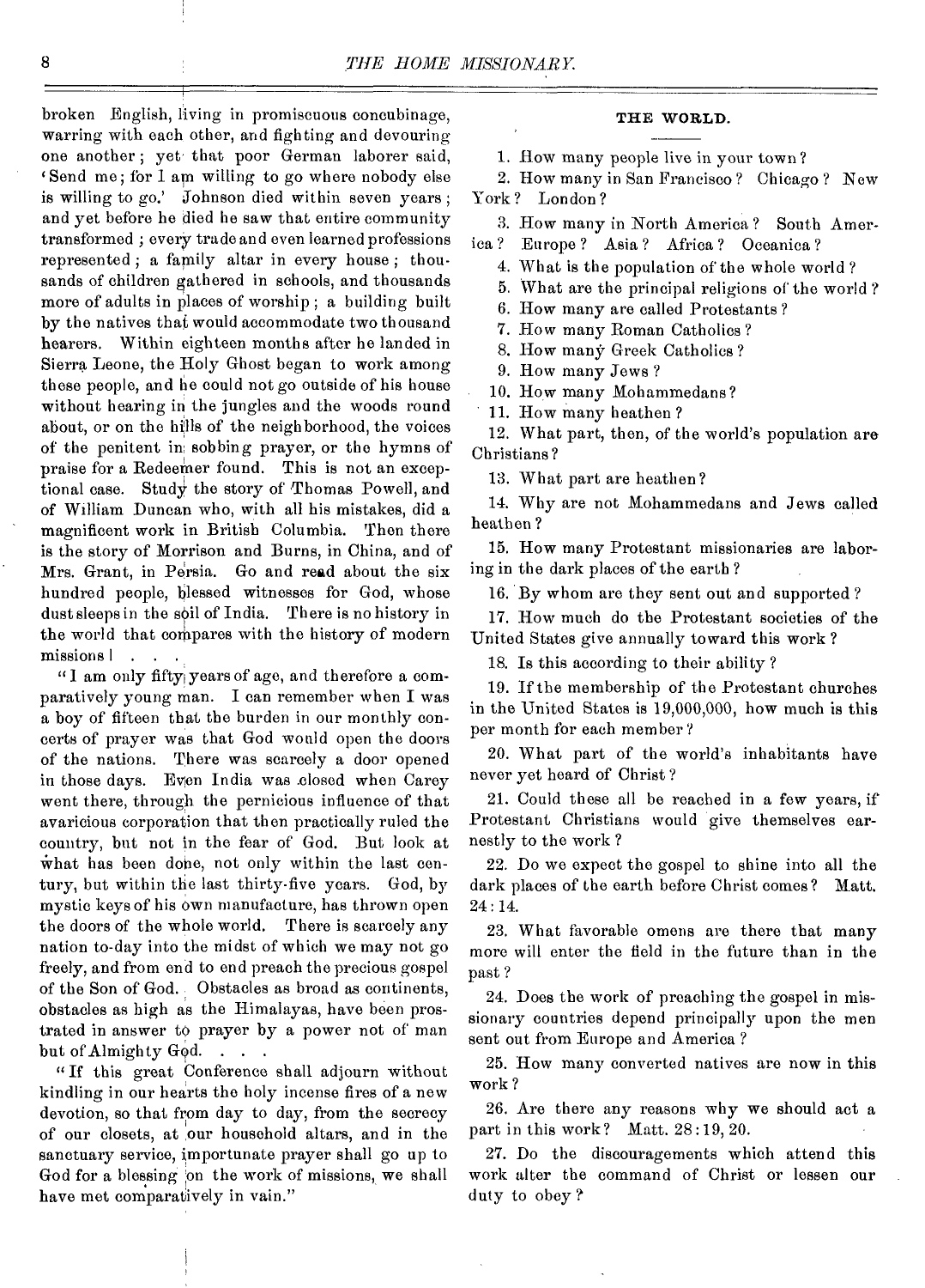broken English, living in promiscuous concubinage, warring with each other, and fighting and devouring one another; yet that poor German laborer said, 'Send me; for I am willing to go where nobody else is willing to go.' Johnson died within seven years; and yet before he died he saw that entire community transformed; every trade and even learned professions represented; a family altar in every house; thousands of children gathered in schools, and thousands more of adults in places of worship; a building built by the natives that would accommodate two thousand hearers. Within eighteen months after he landed in Sierra Leone, the Holy Ghost began to work among these people, and he could not go outside of his house without hearing in the jungles and the woods round about, or on the hills of the neighborhood, the voices of the penitent in sobbing prayer, or the hymns of praise for a Redeemer found. This is not an exceptional case. Study the story of Thomas Powell, and of William Duncan who, with all his mistakes, did a magnificent work in British Columbia. Then there is the story of Morrison and Burns, in China, and of Mrs. Grant, in Persia. Go and read about the six hundred people, blessed witnesses for God, whose dust sleeps in the soil of India. There is no history in the world that compares with the history of modern missions! . . .

"I am only fifty years of age, and therefore a comparatively young man. I can remember when I was a boy of fifteen that the burden in our monthly concerts of prayer was that God would open the doors of the nations. There was scarcely a door opened in those days. Even India was closed when Carey went there, through the pernicious influence of that avaricious corporation that then practically ruled the country, but not in the fear of God. But look at what has been done, not only within the last century, but within the last thirty-five years. God, by mystic keys of his own manufacture, has thrown open the doors of the whole world. There is scarcely any nation to-day into the midst of which we may not go freely, and from end to end preach the precious gospel of the Son of God. Obstacles as broad as continents, obstacles as high as the Himalayas, have been prostrated in answer to prayer by a power not of man but of Almighty God. . . .

"If this great Conference shall adjourn without kindling in our hearts the holy incense fires of a new devotion, so that from day to day, from the secrecy of our closets, at our household altars, and in the sanctuary service, importunate prayer shall go up to God for a blessing on the work of missions, we shall have met comparatively in vain."

### THE WORLD.

1. How many people live in your town?

2. How many in San Francisco? Chicago? New York? London?

3. How many in North America? South America? Europe? Asia? Africa? Oceanica?

4. What is the population of the whole world?

5. What are the principal religions of the world?

6. How many are called Protestants?

7. How many Roman Catholics?

8. How many Greek Catholics?

9. How many Jews?

10. How many Mohammedans?

11. How many heathen?

12. What part, then, of the world's population are Christians?

13. What part are heathen?

14. Why are not Mohammedans and Jews called heathen?

15. How many Protestant missionaries are laboring in the dark places of the earth?

16. By whom are they sent out and supported?

17. How much do the Protestant societies of the United States give annually toward this work?

18. Is this according to their ability?

19. If the membership of the Protestant churches in the United States is 19,000,000, how much is this per month for each member?

20. What part of the world's inhabitants have never yet heard of Christ?

21. Could these all be reached in a few years, if Protestant Christians would give themselves earnestly to the work?

22. Do we expect the gospel to shine into all the dark places of the earth before Christ comes? Matt. 24:14.

23. What favorable omens are there that many more will enter the field in the future than in the past?

24. Does the work of preaching the gospel in missionary countries depend principally upon the men sent out from Europe and America?

25. How many converted natives are now in this work?

26. Are there any reasons why we should act a part in this work? Matt. 28:19, 20.

27. Do the discouragements which attend this work alter the command of Christ or lessen our duty to obey?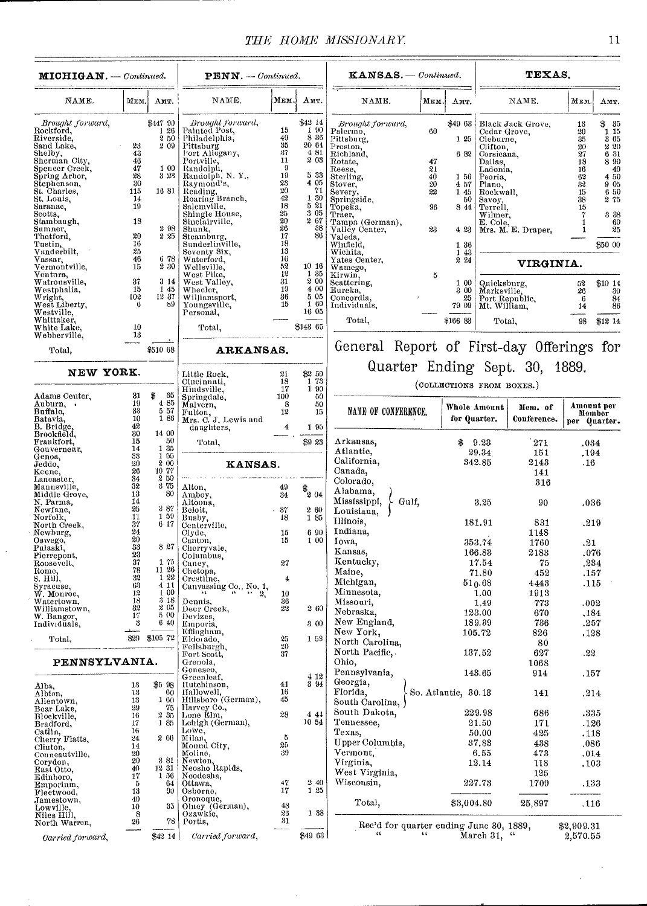## MICHIGAN. — Continued.

| NAME. | MEM. | AMT. |
|---|---|---|
| *Brought forward,* | | $447 95 |
| Rockford, | | 1 26 |
| Riverside, | | 2 50 |
| Sand Lake, | 23 | 2 09 |
| Shelby, | 43 | |
| Sherman City, | 46 | |
| Spencer Creek, | 47 | 1 00 |
| Spring Arbor, | 28 | 3 23 |
| Stephenson, | 30 | |
| St. Charles, | 115 | 16 81 |
| St. Louis, | 14 | |
| Saranac, | 19 | |
| Scotts, | | |
| Stambaugh, | 18 | |
| Sumner, | | 2 98 |
| Thetford, | 20 | 2 25 |
| Tustin, | 16 | |
| Vanderbilt, | 25 | |
| Vassar, | 46 | 6 78 |
| Vermontville, | 15 | 2 30 |
| Ventura, | | |
| Watrousville, | 37 | 3 14 |
| Westphalia, | 15 | 1 45 |
| Wright, | 102 | 12 37 |
| West Liberty, | 6 | 89 |
| Westville, | | |
| Whittaker, | | |
| White Lake, | 10 | |
| Webberville, | 13 | |
| Total, | | $510 68 |

## NEW YORK.

| NAME. | MEM. | AMT. |
|---|---|---|
| Adams Center, | 31 | $ 35 |
| Auburn, | 19 | 4 85 |
| Buffalo, | 33 | 5 57 |
| Batavia, | 10 | 1 86 |
| B. Bridge, | 42 | |
| Brookfield, | 30 | 14 00 |
| Frankfort, | 15 | 50 |
| Gouverneur, | 14 | 1 35 |
| Genoa, | 33 | 1 55 |
| Jeddo, | 20 | 2 00 |
| Keene, | 26 | 10 77 |
| Lancaster, | 34 | 2 50 |
| Mannsville, | 32 | 3 75 |
| Middle Grove, | 13 | 80 |
| N. Parma, | 14 | |
| Newfane, | 25 | 3 87 |
| Norfolk, | 11 | 1 59 |
| North Creek, | 37 | 6 17 |
| Newburg, | 24 | |
| Oswego, | 20 | |
| Pulaski, | 33 | 8 27 |
| Pierrepont, | 23 | |
| Roosevelt, | 37 | 1 75 |
| Rome, | 78 | 11 26 |
| S. Hill, | 32 | 1 22 |
| Syracuse, | 63 | 4 11 |
| W. Monroe, | 12 | 1 00 |
| Watertown, | 18 | 3 18 |
| Williamstown, | 32 | 2 05 |
| W. Bangor, | 17 | 5 00 |
| Individuals, | 3 | 6 40 |
| Total, | 829 | $105 72 |

## PENNSYLVANIA.

| NAME. | MEM. | AMT. |
|---|---|---|
| Alba, | 13 | $5 98 |
| Albion, | 13 | 60 |
| Allentown, | 13 | 1 60 |
| Bear Lake, | 29 | 75 |
| Blockville, | 16 | 2 35 |
| Bradford, | 17 | 1 85 |
| Catlin, | 16 | |
| Cherry Flatts, | 24 | 2 66 |
| Clinton, | 14 | |
| Conneautville, | 20 | |
| Corydon, | 20 | 3 81 |
| East Otto, | 40 | 12 31 |
| Edinboro, | 17 | 1 56 |
| Emporium, | 5 | 64 |
| Fleetwood, | 13 | 90 |
| Jamestown, | 40 | |
| Lowville, | 10 | 35 |
| Niles Hill, | 8 | |
| North Warren, | 26 | 78 |
| *Carried forward,* | | $42 14 |

## PENN. — Continued.

| NAME. | MEM. | AMT. |
|---|---|---|
| *Brought forward,* | | $42 14 |
| Painted Post, | 15 | 1 90 |
| Philadelphia, | 49 | 8 36 |
| Pittsburg | 35 | 20 64 |
| Port Allegany, | 37 | 4 81 |
| Portville, | 11 | 2 03 |
| Randolph, | 9 | |
| Randolph, N. Y., | 19 | 5 33 |
| Raymond's, | 23 | 4 05 |
| Reading, | 20 | 71 |
| Roaring Branch, | 42 | 1 30 |
| Salemville, | 18 | 5 21 |
| Shingle House, | 25 | 3 05 |
| Sinclairville, | 20 | 2 67 |
| Shunk, | 26 | 38 |
| Steamburg, | 17 | 86 |
| Sunderlinville, | 18 | |
| Seventy Six, | 13 | |
| Waterford, | 16 | |
| Wellsville, | 52 | 10 16 |
| West Pike, | 12 | 1 35 |
| West Valley, | 31 | 2 00 |
| Wheeler, | 19 | 4 00 |
| Williamsport, | 36 | 5 05 |
| Youngsville, | 15 | 1 60 |
| Personal, | | 16 05 |
| Total, | | $143 65 |

## ARKANSAS.

| NAME. | MEM. | AMT. |
|---|---|---|
| Little Rock, | 21 | $2 50 |
| Cincinnati, | 18 | 1 73 |
| Hindsville, | 17 | 1 90 |
| Springdale, | 100 | 50 |
| Malvern, | 8 | 50 |
| Fulton, | 12 | 15 |
| Mrs. C. J. Lewis and daughters, | 4 | 1 95 |
| Total, | | $9 23 |

## KANSAS.

| NAME. | MEM. | AMT. |
|---|---|---|
| Alton, | 49 | |
| Amboy, | 34 | $2 04 |
| Altoona, | | |
| Beloit, | 37 | 2 60 |
| Busby, | 18 | 1 85 |
| Centerville, | | |
| Clyde, | 15 | 6 90 |
| Canton, | 15 | 1 00 |
| Cherryvale, | | |
| Columbus, | | |
| Caney, | 27 | |
| Chetopa, | | |
| Crestline, | 4 | |
| Canvassing Co., No. 1, | | |
| " " " 2, | 10 | |
| Dennis, | 36 | |
| Deer Creek, | 22 | 2 60 |
| Devizes, | | |
| Emporia, | | 3 00 |
| Effingham, | | |
| Eldorado, | 25 | 1 58 |
| Fellsburgh, | 20 | |
| Fort Scott, | 37 | |
| Grenola, | | |
| Geneseo, | | |
| Greenleaf, | | 4 12 |
| Hutchinson, | 41 | 3 94 |
| Hallowell, | 16 | |
| Hillsboro (German), | 45 | |
| Harvey Co., | | |
| Lone Elm, | 28 | 4 44 |
| Lehigh (German), | | 10 54 |
| Lowe, | | |
| Milan, | 5 | |
| Mound City, | 25 | |
| Moline, | 39 | |
| Newton, | | |
| Neosho Rapids, | | |
| Neodesha, | | |
| Ottawa, | 47 | 2 40 |
| Osborne, | 17 | 1 25 |
| Oronoque, | | |
| Olney (German), | 48 | |
| Ozawkie, | 26 | 1 38 |
| Portis, | 31 | |
| *Carried forward,* | | $49 63 |

## KANSAS. — Continued.

| NAME. | MEM. | AMT. |
|---|---|---|
| *Brought forward,* | | $49 63 |
| Palermo, | 60 | |
| Pittsburg, | | 1 25 |
| Preston, | | |
| Richland, | | 6 82 |
| Rotate, | 47 | |
| Reese, | 21 | |
| Sterling, | 40 | 1 56 |
| Stover, | 20 | 4 57 |
| Severy, | 22 | 1 45 |
| Springside, | | 50 |
| Topeka, | 96 | 8 44 |
| Traer, | | |
| Tampa (German), | | |
| Valley Center, | 23 | 4 23 |
| Valeda, | | |
| Winfield, | | 1 36 |
| Wichita, | | 1 43 |
| Yates Center, | | 2 24 |
| Wamego, | | |
| Kirwin, | 5 | |
| Scattering, | | 1 00 |
| Eureka, | | 3 00 |
| Concordia, | | 25 |
| Individuals, | | 79 09 |
| Total, | | $166 83 |

## TEXAS.

| NAME. | MEM. | AMT. |
|---|---|---|
| Black Jack Grove, | 13 | $ 35 |
| Cedar Grove, | 20 | 1 15 |
| Cleburne, | 35 | 3 65 |
| Clifton, | 20 | 2 20 |
| Corsicana, | 27 | 6 31 |
| Dallas, | 18 | 8 90 |
| Ladonia, | 16 | 40 |
| Peoria, | 63 | 4 50 |
| Plano, | 32 | 9 05 |
| Rockwall, | 15 | 6 50 |
| Savoy, | 38 | 2 75 |
| Terrell, | 15 | |
| Wilmer, | 7 | 3 38 |
| E. Cole, | 1 | 60 |
| Mrs. M. E. Draper, | 1 | 25 |
| | | $50 00 |

## VIRGINIA.

| NAME. | MEM. | AMT. |
|---|---|---|
| Quicksburg, | 52 | $10 14 |
| Marksville, | 26 | 30 |
| Port Republic, | 6 | 84 |
| Mt. William, | 14 | 86 |
| Total, | 98 | $12 14 |

# General Report of First-day Offerings for Quarter Ending Sept. 30, 1889.

(COLLECTIONS FROM BOXES.)

| NAME OF CONFERENCE. | Whole Amount for Quarter. | Mem. of Conference. | Amount per Member per Quarter. |
|---|---|---|---|
| Arkansas, | $ 9.23 | 271 | .034 |
| Atlantic, | 29.34 | 151 | .194 |
| California, | 342.85 | 2143 | .16 |
| Canada, | | 141 | |
| Colorado, | | 316 | |
| Alabama, Mississippi, Louisiana, } Gulf, | 3.25 | 90 | .036 |
| Illinois, | 181.91 | 831 | .219 |
| Indiana, | | 1148 | |
| Iowa, | 353.74 | 1760 | .21 |
| Kansas, | 166.83 | 2183 | .076 |
| Kentucky, | 17.54 | 75 | .234 |
| Maine, | 71.80 | 452 | .157 |
| Michigan, | 510.68 | 4443 | .115 |
| Minnesota, | 1.00 | 1913 | |
| Missouri, | 1.49 | 773 | .002 |
| Nebraska, | 123.00 | 670 | .184 |
| New England, | 189.39 | 736 | .257 |
| New York, | 105.72 | 826 | .128 |
| North Carolina, | | 80 | |
| North Pacific, | 137.52 | 627 | .22 |
| Ohio, | | 1068 | |
| Pennsylvania, | 143.65 | 914 | .157 |
| Georgia, Florida, South Carolina, } So. Atlantic, | 30.13 | 141 | .214 |
| South Dakota, | 229.98 | 686 | .335 |
| Tennessee, | 21.50 | 171 | .126 |
| Texas, | 50.00 | 425 | .118 |
| Upper Columbia, | 37.83 | 438 | .086 |
| Vermont, | 6.55 | 473 | .014 |
| Virginia, | 12.14 | 118 | .103 |
| West Virginia, | | 125 | |
| Wisconsin, | 227.73 | 1709 | .133 |
| Total, | $3,004.80 | 25,897 | .116 |

Rec'd for quarter ending June 30, 1889, $2,909.31
" " March 31, " 2,570.55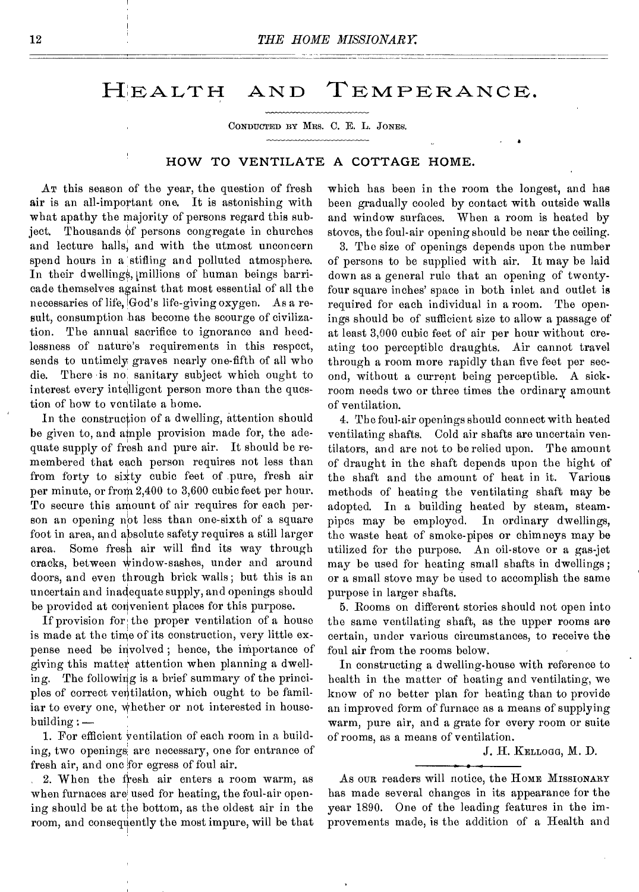# HEALTH AND TEMPERANCE.

CONDUCTED BY MRS. C. E. L. JONES.

## HOW TO VENTILATE A COTTAGE HOME.

AT this season of the year, the question of fresh air is an all-important one. It is astonishing with what apathy the majority of persons regard this subject. Thousands of persons congregate in churches and lecture halls, and with the utmost unconcern spend hours in a stifling and polluted atmosphere. In their dwellings, millions of human beings barricade themselves against that most essential of all the necessaries of life, God's life-giving oxygen. As a result, consumption has become the scourge of civilization. The annual sacrifice to ignorance and heedlessness of nature's requirements in this respect, sends to untimely graves nearly one-fifth of all who die. There is no sanitary subject which ought to interest every intelligent person more than the question of how to ventilate a home.

In the construction of a dwelling, attention should be given to, and ample provision made for, the adequate supply of fresh and pure air. It should be remembered that each person requires not less than from forty to sixty cubic feet of pure, fresh air per minute, or from 2,400 to 3,600 cubic feet per hour. To secure this amount of air requires for each person an opening not less than one-sixth of a square foot in area, and absolute safety requires a still larger area. Some fresh air will find its way through cracks, between window-sashes, under and around doors, and even through brick walls; but this is an uncertain and inadequate supply, and openings should be provided at convenient places for this purpose.

If provision for the proper ventilation of a house is made at the time of its construction, very little expense need be involved; hence, the importance of giving this matter attention when planning a dwelling. The following is a brief summary of the principles of correct ventilation, which ought to be familiar to every one, whether or not interested in house-building: —

1. For efficient ventilation of each room in a building, two openings are necessary, one for entrance of fresh air, and one for egress of foul air.

2. When the fresh air enters a room warm, as when furnaces are used for heating, the foul-air opening should be at the bottom, as the oldest air in the room, and consequently the most impure, will be that which has been in the room the longest, and has been gradually cooled by contact with outside walls and window surfaces. When a room is heated by stoves, the foul-air opening should be near the ceiling.

3. The size of openings depends upon the number of persons to be supplied with air. It may be laid down as a general rule that an opening of twenty-four square inches' space in both inlet and outlet is required for each individual in a room. The openings should be of sufficient size to allow a passage of at least 3,000 cubic feet of air per hour without creating too perceptible draughts. Air cannot travel through a room more rapidly than five feet per second, without a current being perceptible. A sick-room needs two or three times the ordinary amount of ventilation.

4. The foul-air openings should connect with heated ventilating shafts. Cold air shafts are uncertain ventilators, and are not to be relied upon. The amount of draught in the shaft depends upon the hight of the shaft and the amount of heat in it. Various methods of heating the ventilating shaft may be adopted. In a building heated by steam, steam-pipes may be employed. In ordinary dwellings, the waste heat of smoke-pipes or chimneys may be utilized for the purpose. An oil-stove or a gas-jet may be used for heating small shafts in dwellings; or a small stove may be used to accomplish the same purpose in larger shafts.

5. Rooms on different stories should not open into the same ventilating shaft, as the upper rooms are certain, under various circumstances, to receive the foul air from the rooms below.

In constructing a dwelling-house with reference to health in the matter of heating and ventilating, we know of no better plan for heating than to provide an improved form of furnace as a means of supplying warm, pure air, and a grate for every room or suite of rooms, as a means of ventilation.

J. H. KELLOGG, M. D.

---

AS OUR readers will notice, the HOME MISSIONARY has made several changes in its appearance for the year 1890. One of the leading features in the improvements made, is the addition of a Health and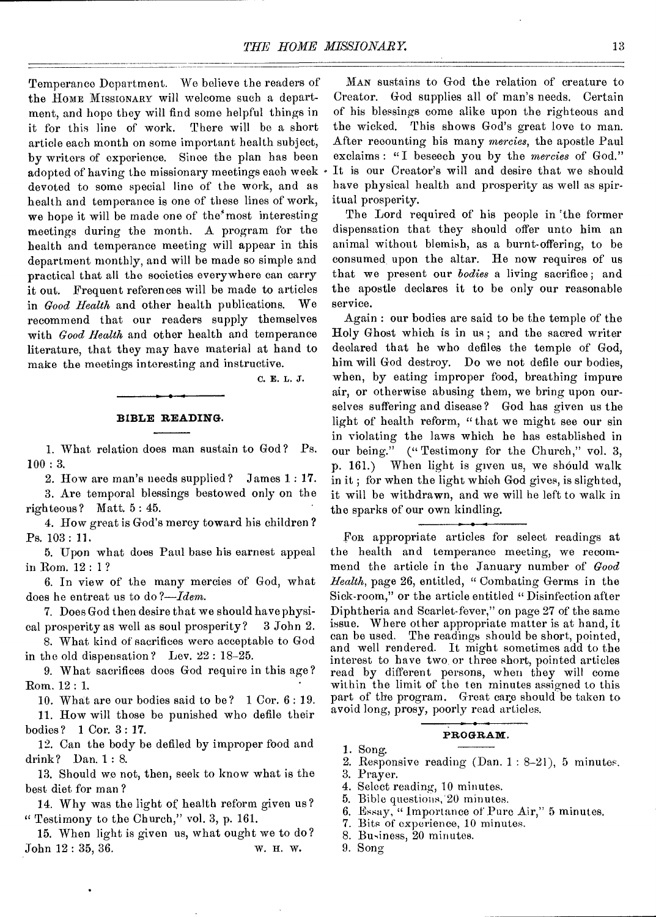Temperance Department. We believe the readers of the HOME MISSIONARY will welcome such a department, and hope they will find some helpful things in it for this line of work. There will be a short article each month on some important health subject, by writers of experience. Since the plan has been adopted of having the missionary meetings each week devoted to some special line of the work, and as health and temperance is one of these lines of work, we hope it will be made one of the most interesting meetings during the month. A program for the health and temperance meeting will appear in this department monthly, and will be made so simple and practical that all the societies everywhere can carry it out. Frequent references will be made to articles in *Good Health* and other health publications. We recommend that our readers supply themselves with *Good Health* and other health and temperance literature, that they may have material at hand to make the meetings interesting and instructive.

C. E. L. J.

## BIBLE READING.

1. What relation does man sustain to God? Ps. 100 : 3.
2. How are man's needs supplied? James 1 : 17.
3. Are temporal blessings bestowed only on the righteous? Matt. 5 : 45.
4. How great is God's mercy toward his children? Ps. 103 : 11.
5. Upon what does Paul base his earnest appeal in Rom. 12 : 1?
6. In view of the many mercies of God, what does he entreat us to do?—*Idem.*
7. Does God then desire that we should have physical prosperity as well as soul prosperity? 3 John 2.
8. What kind of sacrifices were acceptable to God in the old dispensation? Lev. 22 : 18-25.
9. What sacrifices does God require in this age? Rom. 12 : 1.
10. What are our bodies said to be? 1 Cor. 6 : 19.
11. How will those be punished who defile their bodies? 1 Cor. 3 : 17.
12. Can the body be defiled by improper food and drink? Dan. 1 : 8.
13. Should we not, then, seek to know what is the best diet for man?
14. Why was the light of health reform given us? "Testimony to the Church," vol. 3, p. 161.
15. When light is given us, what ought we to do? John 12 : 35, 36.

W. H. W.

MAN sustains to God the relation of creature to Creator. God supplies all of man's needs. Certain of his blessings come alike upon the righteous and the wicked. This shows God's great love to man. After recounting his many *mercies*, the apostle Paul exclaims: "I beseech you by the *mercies* of God." It is our Creator's will and desire that we should have physical health and prosperity as well as spiritual prosperity.

The Lord required of his people in the former dispensation that they should offer unto him an animal without blemish, as a burnt-offering, to be consumed upon the altar. He now requires of us that we present our *bodies* a living sacrifice; and the apostle declares it to be only our reasonable service.

Again: our bodies are said to be the temple of the Holy Ghost which is in us; and the sacred writer declared that he who defiles the temple of God, him will God destroy. Do we not defile our bodies, when, by eating improper food, breathing impure air, or otherwise abusing them, we bring upon ourselves suffering and disease? God has given us the light of health reform, "that we might see our sin in violating the laws which he has established in our being." ("Testimony for the Church," vol. 3, p. 161.) When light is given us, we should walk in it; for when the light which God gives, is slighted, it will be withdrawn, and we will be left to walk in the sparks of our own kindling.

FOR appropriate articles for select readings at the health and temperance meeting, we recommend the article in the January number of *Good Health*, page 26, entitled, "Combating Germs in the Sick-room," or the article entitled "Disinfection after Diphtheria and Scarlet-fever," on page 27 of the same issue. Where other appropriate matter is at hand, it can be used. The readings should be short, pointed, and well rendered. It might sometimes add to the interest to have two or three short, pointed articles read by different persons, when they will come within the limit of the ten minutes assigned to this part of the program. Great care should be taken to avoid long, prosy, poorly read articles.

## PROGRAM.

1. Song.
2. Responsive reading (Dan. 1 : 8-21), 5 minutes.
3. Prayer.
4. Select reading, 10 minutes.
5. Bible questions, 20 minutes.
6. Essay, "Importance of Pure Air," 5 minutes.
7. Bits of experience, 10 minutes.
8. Business, 20 minutes.
9. Song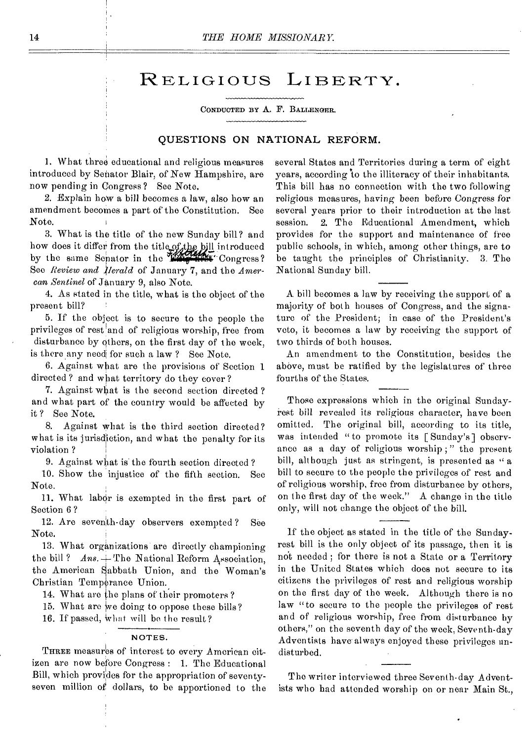# Religious Liberty.

Conducted by A. F. Ballenger.

## QUESTIONS ON NATIONAL REFORM.

1. What three educational and religious measures introduced by Senator Blair, of New Hampshire, are now pending in Congress? See Note.

2. Explain how a bill becomes a law, also how an amendment becomes a part of the Constitution. See Note.

3. What is the title of the new Sunday bill? and how does it differ from the title of the bill introduced by the same Senator in the Fiftieth Congress? See *Review and Herald* of January 7, and the *American Sentinel* of January 9, also Note.

4. As stated in the title, what is the object of the present bill?

5. If the object is to secure to the people the privileges of rest and of religious worship, free from disturbance by others, on the first day of the week, is there any need for such a law? See Note.

6. Against what are the provisions of Section 1 directed? and what territory do they cover?

7. Against what is the second section directed? and what part of the country would be affected by it? See Note.

8. Against what is the third section directed? what is its jurisdiction, and what the penalty for its violation?

9. Against what is the fourth section directed?

10. Show the injustice of the fifth section. See Note.

11. What labor is exempted in the first part of Section 6?

12. Are seventh-day observers exempted? See Note.

13. What organizations are directly championing the bill? *Ans.*—The National Reform Association, the American Sabbath Union, and the Woman's Christian Temperance Union.

14. What are the plans of their promoters?

15. What are we doing to oppose these bills?

16. If passed, what will be the result?

### NOTES.

Three measures of interest to every American citizen are now before Congress: 1. The Educational Bill, which provides for the appropriation of seventy-seven million of dollars, to be apportioned to the several States and Territories during a term of eight years, according to the illiteracy of their inhabitants. This bill has no connection with the two following religious measures, having been before Congress for several years prior to their introduction at the last session. 2. The Educational Amendment, which provides for the support and maintenance of free public schools, in which, among other things, are to be taught the principles of Christianity. 3. The National Sunday bill.

---

A bill becomes a law by receiving the support of a majority of both houses of Congress, and the signature of the President; in case of the President's veto, it becomes a law by receiving the support of two thirds of both houses.

An amendment to the Constitution, besides the above, must be ratified by the legislatures of three fourths of the States.

---

Those expressions which in the original Sunday-rest bill revealed its religious character, have been omitted. The original bill, according to its title, was intended "to promote its [Sunday's] observance as a day of religious worship;" the present bill, although just as stringent, is presented as "a bill to secure to the people the privileges of rest and of religious worship, free from disturbance by others, on the first day of the week." A change in the title only, will not change the object of the bill.

---

If the object as stated in the title of the Sunday-rest bill is the only object of its passage, then it is not needed; for there is not a State or a Territory in the United States which does not secure to its citizens the privileges of rest and religious worship on the first day of the week. Although there is no law "to secure to the people the privileges of rest and of religious worship, free from disturbance by others," on the seventh day of the week, Seventh-day Adventists have always enjoyed these privileges undisturbed.

---

The writer interviewed three Seventh-day Adventists who had attended worship on or near Main St.,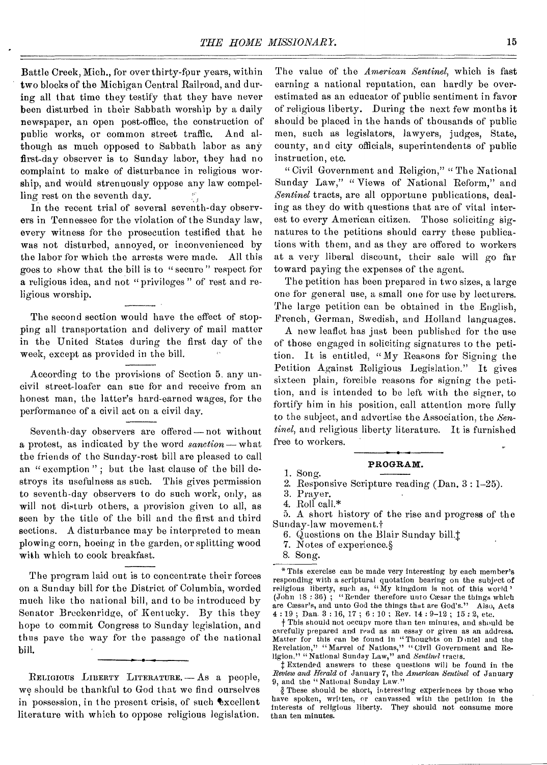Battle Creek, Mich., for over thirty-four years, within two blocks of the Michigan Central Railroad, and during all that time they testify that they have never been disturbed in their Sabbath worship by a daily newspaper, an open post-office, the construction of public works, or common street traffic. And although as much opposed to Sabbath labor as any first-day observer is to Sunday labor, they had no complaint to make of disturbance in religious worship, and would strenuously oppose any law compelling rest on the seventh day.

In the recent trial of several seventh-day observers in Tennessee for the violation of the Sunday law, every witness for the prosecution testified that he was not disturbed, annoyed, or inconvenienced by the labor for which the arrests were made. All this goes to show that the bill is to "secure" respect for a religious idea, and not "privileges" of rest and religious worship.

---

The second section would have the effect of stopping all transportation and delivery of mail matter in the United States during the first day of the week, except as provided in the bill.

---

According to the provisions of Section 5, any uncivil street-loafer can sue for and receive from an honest man, the latter's hard-earned wages, for the performance of a civil act on a civil day.

---

Seventh-day observers are offered—not without a protest, as indicated by the word *sanction*—what the friends of the Sunday-rest bill are pleased to call an "exemption"; but the last clause of the bill destroys its usefulness as such. This gives permission to seventh-day observers to do such work, only, as will not disturb others, a provision given to all, as seen by the title of the bill and the first and third sections. A disturbance may be interpreted to mean plowing corn, hoeing in the garden, or splitting wood with which to cook breakfast.

---

The program laid out is to concentrate their forces on a Sunday bill for the District of Columbia, worded much like the national bill, and to be introduced by Senator Breckenridge, of Kentucky. By this they hope to commit Congress to Sunday legislation, and thus pave the way for the passage of the national bill.

---

RELIGIOUS LIBERTY LITERATURE.—As a people, we should be thankful to God that we find ourselves in possession, in the present crisis, of such excellent literature with which to oppose religious legislation. The value of the *American Sentinel*, which is fast earning a national reputation, can hardly be overestimated as an educator of public sentiment in favor of religious liberty. During the next few months it should be placed in the hands of thousands of public men, such as legislators, lawyers, judges, State, county, and city officials, superintendents of public instruction, etc.

"Civil Government and Religion," "The National Sunday Law," "Views of National Reform," and *Sentinel* tracts, are all opportune publications, dealing as they do with questions that are of vital interest to every American citizen. Those soliciting signatures to the petitions should carry these publications with them, and as they are offered to workers at a very liberal discount, their sale will go far toward paying the expenses of the agent.

The petition has been prepared in two sizes, a large one for general use, a small one for use by lecturers. The large petition can be obtained in the English, French, German, Swedish, and Holland languages.

A new leaflet has just been published for the use of those engaged in soliciting signatures to the petition. It is entitled, "My Reasons for Signing the Petition Against Religious Legislation." It gives sixteen plain, forcible reasons for signing the petition, and is intended to be left with the signer, to fortify him in his position, call attention more fully to the subject, and advertise the Association, the *Sentinel*, and religious liberty literature. It is furnished free to workers.

---

## PROGRAM.

1. Song.
2. Responsive Scripture reading (Dan. 3 : 1–25).
3. Prayer.
4. Roll call.*
5. A short history of the rise and progress of the Sunday-law movement.†
6. Questions on the Blair Sunday bill.‡
7. Notes of experience.§
8. Song.

\* This exercise can be made very interesting by each member's responding with a scriptural quotation bearing on the subject of religious liberty, such as, "My kingdom is not of this world" (John 18 : 36); "Render therefore unto Cæsar the things which are Cæsar's, and unto God the things that are God's." Also, Acts 4 : 19; Dan. 3 : 16, 17; 6 : 10; Rev. 14 : 9–12; 15 : 2, etc.

† This should not occupy more than ten minutes, and should be carefully prepared and read as an essay or given as an address. Matter for this can be found in "Thoughts on Daniel and the Revelation," "Marvel of Nations," "Civil Government and Religion," "National Sunday Law," and *Sentinel* tracts.

‡ Extended answers to these questions will be found in the *Review and Herald* of January 7, the *American Sentinel* of January 9, and the "National Sunday Law."

§ These should be short, interesting experiences by those who have spoken, written, or canvassed with the petition in the interests of religious liberty. They should not consume more than ten minutes.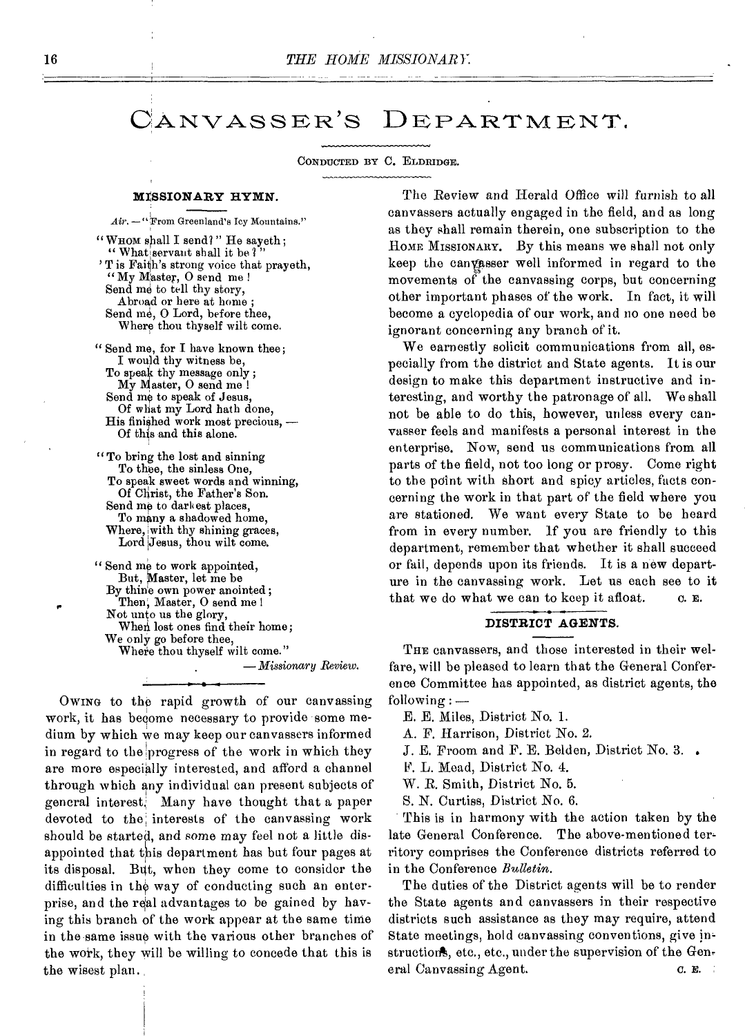# CANVASSER'S DEPARTMENT.

CONDUCTED BY C. ELDRIDGE.

## MISSIONARY HYMN.

*Air.* — "From Greenland's Icy Mountains."

"WHOM shall I send?" He sayeth;
"What servant shall it be?"
'T is Faith's strong voice that prayeth,
"My Master, O send me!
Send me to tell thy story,
Abroad or here at home;
Send me, O Lord, before thee,
Where thou thyself wilt come.

"Send me, for I have known thee;
I would thy witness be,
To speak thy message only;
My Master, O send me!
Send me to speak of Jesus,
Of what my Lord hath done,
His finished work most precious, —
Of this and this alone.

"To bring the lost and sinning
To thee, the sinless One,
To speak sweet words and winning,
Of Christ, the Father's Son.
Send me to darkest places,
To many a shadowed home,
Where, with thy shining graces,
Lord Jesus, thou wilt come.

"Send me to work appointed,
But, Master, let me be
By thine own power anointed;
Then, Master, O send me!
Not unto us the glory,
When lost ones find their home;
We only go before thee,
Where thou thyself wilt come."

— *Missionary Review.*

---

OWING to the rapid growth of our canvassing work, it has become necessary to provide some medium by which we may keep our canvassers informed in regard to the progress of the work in which they are more especially interested, and afford a channel through which any individual can present subjects of general interest. Many have thought that a paper devoted to the interests of the canvassing work should be started, and some may feel not a little disappointed that this department has but four pages at its disposal. But, when they come to consider the difficulties in the way of conducting such an enterprise, and the real advantages to be gained by having this branch of the work appear at the same time in the same issue with the various other branches of the work, they will be willing to concede that this is the wisest plan.

The Review and Herald Office will furnish to all canvassers actually engaged in the field, and as long as they shall remain therein, one subscription to the HOME MISSIONARY. By this means we shall not only keep the canvasser well informed in regard to the movements of the canvassing corps, but concerning other important phases of the work. In fact, it will become a cyclopedia of our work, and no one need be ignorant concerning any branch of it.

We earnestly solicit communications from all, especially from the district and State agents. It is our design to make this department instructive and interesting, and worthy the patronage of all. We shall not be able to do this, however, unless every canvasser feels and manifests a personal interest in the enterprise. Now, send us communications from all parts of the field, not too long or prosy. Come right to the point with short and spicy articles, facts concerning the work in that part of the field where you are stationed. We want every State to be heard from in every number. If you are friendly to this department, remember that whether it shall succeed or fail, depends upon its friends. It is a new departure in the canvassing work. Let us each see to it that we do what we can to keep it afloat. C. E.

## DISTRICT AGENTS.

THE canvassers, and those interested in their welfare, will be pleased to learn that the General Conference Committee has appointed, as district agents, the following: —

E. E. Miles, District No. 1.
A. F. Harrison, District No. 2.
J. E. Froom and F. E. Belden, District No. 3.
F. L. Mead, District No. 4.
W. R. Smith, District No. 5.
S. N. Curtiss, District No. 6.

This is in harmony with the action taken by the late General Conference. The above-mentioned territory comprises the Conference districts referred to in the Conference *Bulletin.*

The duties of the District agents will be to render the State agents and canvassers in their respective districts such assistance as they may require, attend State meetings, hold canvassing conventions, give instructions, etc., etc., under the supervision of the General Canvassing Agent. C. E.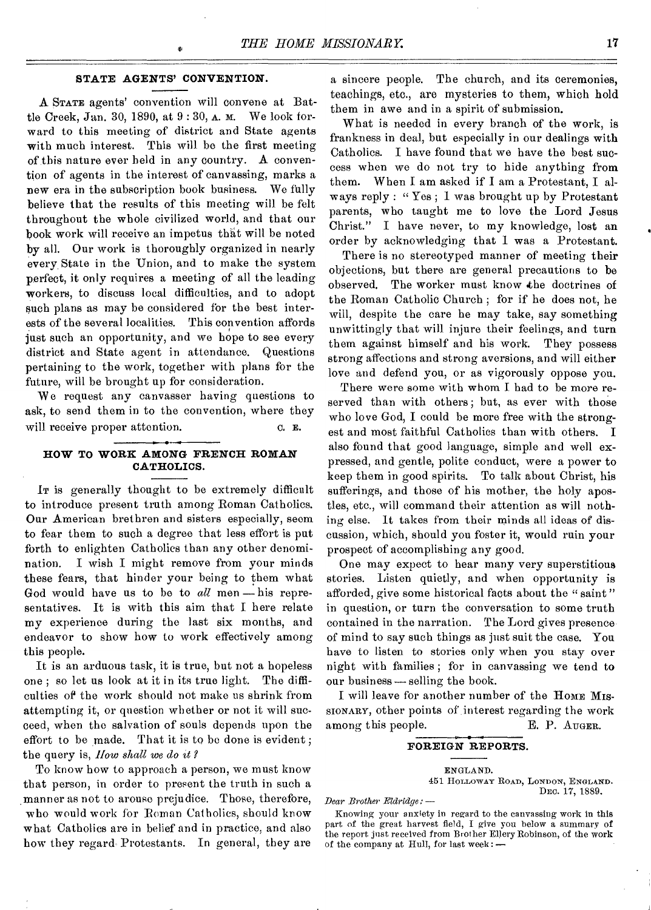## STATE AGENTS' CONVENTION.

A State agents' convention will convene at Battle Creek, Jan. 30, 1890, at 9 : 30, A. M. We look forward to this meeting of district and State agents with much interest. This will be the first meeting of this nature ever held in any country. A convention of agents in the interest of canvassing, marks a new era in the subscription book business. We fully believe that the results of this meeting will be felt throughout the whole civilized world, and that our book work will receive an impetus that will be noted by all. Our work is thoroughly organized in nearly every State in the Union, and to make the system perfect, it only requires a meeting of all the leading workers, to discuss local difficulties, and to adopt such plans as may be considered for the best interests of the several localities. This convention affords just such an opportunity, and we hope to see every district and State agent in attendance. Questions pertaining to the work, together with plans for the future, will be brought up for consideration.

We request any canvasser having questions to ask, to send them in to the convention, where they will receive proper attention. C. E.

## HOW TO WORK AMONG FRENCH ROMAN CATHOLICS.

It is generally thought to be extremely difficult to introduce present truth among Roman Catholics. Our American brethren and sisters especially, seem to fear them to such a degree that less effort is put forth to enlighten Catholics than any other denomination. I wish I might remove from your minds these fears, that hinder your being to them what God would have us to be to *all* men — his representatives. It is with this aim that I here relate my experience during the last six months, and endeavor to show how to work effectively among this people.

It is an arduous task, it is true, but not a hopeless one ; so let us look at it in its true light. The difficulties of the work should not make us shrink from attempting it, or question whether or not it will succeed, when the salvation of souls depends upon the effort to be made. That it is to be done is evident ; the query is, *How shall we do it ?*

To know how to approach a person, we must know that person, in order to present the truth in such a manner as not to arouse prejudice. Those, therefore, who would work for Roman Catholics, should know what Catholics are in belief and in practice, and also how they regard Protestants. In general, they are a sincere people. The church, and its ceremonies, teachings, etc., are mysteries to them, which hold them in awe and in a spirit of submission.

What is needed in every branch of the work, is frankness in deal, but especially in our dealings with Catholics. I have found that we have the best success when we do not try to hide anything from them. When I am asked if I am a Protestant, I always reply : " Yes ; I was brought up by Protestant parents, who taught me to love the Lord Jesus Christ." I have never, to my knowledge, lost an order by acknowledging that I was a Protestant.

There is no stereotyped manner of meeting their objections, but there are general precautions to be observed. The worker must know the doctrines of the Roman Catholic Church ; for if he does not, he will, despite the care he may take, say something unwittingly that will injure their feelings, and turn them against himself and his work. They possess strong affections and strong aversions, and will either love and defend you, or as vigorously oppose you.

There were some with whom I had to be more reserved than with others ; but, as ever with those who love God, I could be more free with the strongest and most faithful Catholics than with others. I also found that good language, simple and well expressed, and gentle, polite conduct, were a power to keep them in good spirits. To talk about Christ, his sufferings, and those of his mother, the holy apostles, etc., will command their attention as will nothing else. It takes from their minds all ideas of discussion, which, should you foster it, would ruin your prospect of accomplishing any good.

One may expect to hear many very superstitious stories. Listen quietly, and when opportunity is afforded, give some historical facts about the " saint " in question, or turn the conversation to some truth contained in the narration. The Lord gives presence of mind to say such things as just suit the case. You have to listen to stories only when you stay over night with families ; for in canvassing we tend to our business — selling the book.

I will leave for another number of the Home Missionary, other points of interest regarding the work among this people. E. P. Auger.

## FOREIGN REPORTS.

ENGLAND.

451 Holloway Road, London, England.
Dec. 17, 1889.

*Dear Brother Eldridge :* —

Knowing your anxiety in regard to the canvassing work in this part of the great harvest field, I give you below a summary of the report just received from Brother Ellery Robinson, of the work of the company at Hull, for last week : —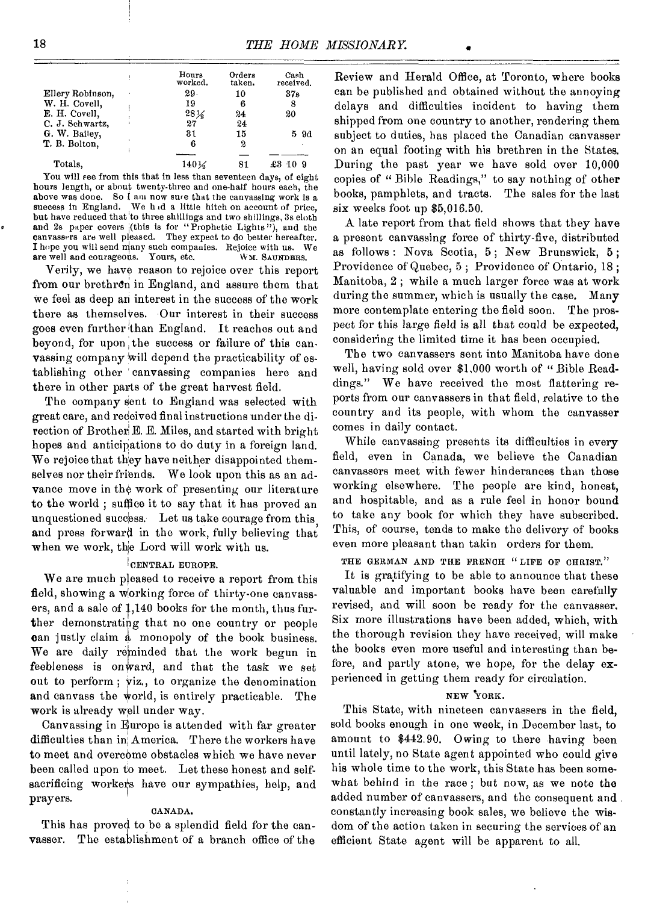| | Hours worked. | Orders taken. | Cash received. |
|---|---|---|---|
| Ellery Robinson, | 29 | 10 | 37s |
| W. H. Covell, | 19 | 6 | 8 |
| E. H. Covell, | 28½ | 24 | 20 |
| C. J. Schwartz, | 27 | 24 | |
| G. W. Bailey, | 31 | 15 | 5 9d |
| T. B. Bolton, | 6 | 2 | |
| Totals, | 140½ | 81 | £3 10 9 |

You will see from this that in less than seventeen days, of eight hours length, or about twenty-three and one-half hours each, the above was done. So I am now sure that the canvassing work is a success in England. We had a little hitch on account of price, but have reduced that to three shillings and two shillings, 3s cloth and 2s paper covers (this is for "Prophetic Lights"), and the canvassers are well pleased. They expect to do better hereafter. I hope you will send many such companies. Rejoice with us. We are well and courageous. Yours, etc. WM. SAUNDERS.

Verily, we have reason to rejoice over this report from our brethren in England, and assure them that we feel as deep an interest in the success of the work there as themselves. Our interest in their success goes even further than England. It reaches out and beyond, for upon the success or failure of this canvassing company will depend the practicability of establishing other canvassing companies here and there in other parts of the great harvest field.

The company sent to England was selected with great care, and received final instructions under the direction of Brother E. E. Miles, and started with bright hopes and anticipations to do duty in a foreign land. We rejoice that they have neither disappointed themselves nor their friends. We look upon this as an advance move in the work of presenting our literature to the world; suffice it to say that it has proved an unquestioned success. Let us take courage from this, and press forward in the work, fully believing that when we work, the Lord will work with us.

#### CENTRAL EUROPE.

We are much pleased to receive a report from this field, showing a working force of thirty-one canvassers, and a sale of 1,140 books for the month, thus further demonstrating that no one country or people can justly claim a monopoly of the book business. We are daily reminded that the work begun in feebleness is onward, and that the task we set out to perform; viz., to organize the denomination and canvass the world, is entirely practicable. The work is already well under way.

Canvassing in Europe is attended with far greater difficulties than in America. There the workers have to meet and overcome obstacles which we have never been called upon to meet. Let these honest and self-sacrificing workers have our sympathies, help, and prayers.

#### CANADA.

This has proved to be a splendid field for the canvasser. The establishment of a branch office of the Review and Herald Office, at Toronto, where books can be published and obtained without the annoying delays and difficulties incident to having them shipped from one country to another, rendering them subject to duties, has placed the Canadian canvasser on an equal footing with his brethren in the States. During the past year we have sold over 10,000 copies of "Bible Readings," to say nothing of other books, pamphlets, and tracts. The sales for the last six weeks foot up $5,016.50.

A late report from that field shows that they have a present canvassing force of thirty-five, distributed as follows: Nova Scotia, 5; New Brunswick, 5; Providence of Quebec, 5; Providence of Ontario, 18; Manitoba, 2; while a much larger force was at work during the summer, which is usually the case. Many more contemplate entering the field soon. The prospect for this large field is all that could be expected, considering the limited time it has been occupied.

The two canvassers sent into Manitoba have done well, having sold over $1,000 worth of "Bible Readings." We have received the most flattering reports from our canvassers in that field, relative to the country and its people, with whom the canvasser comes in daily contact.

While canvassing presents its difficulties in every field, even in Canada, we believe the Canadian canvassers meet with fewer hinderances than those working elsewhere. The people are kind, honest, and hospitable, and as a rule feel in honor bound to take any book for which they have subscribed. This, of course, tends to make the delivery of books even more pleasant than takin orders for them.

#### THE GERMAN AND THE FRENCH "LIFE OF CHRIST."

It is gratifying to be able to announce that these valuable and important books have been carefully revised, and will soon be ready for the canvasser. Six more illustrations have been added, which, with the thorough revision they have received, will make the books even more useful and interesting than before, and partly atone, we hope, for the delay experienced in getting them ready for circulation.

#### NEW YORK.

This State, with nineteen canvassers in the field, sold books enough in one week, in December last, to amount to $442.90. Owing to there having been until lately, no State agent appointed who could give his whole time to the work, this State has been somewhat behind in the race; but now, as we note the added number of canvassers, and the consequent and constantly increasing book sales, we believe the wisdom of the action taken in securing the services of an efficient State agent will be apparent to all.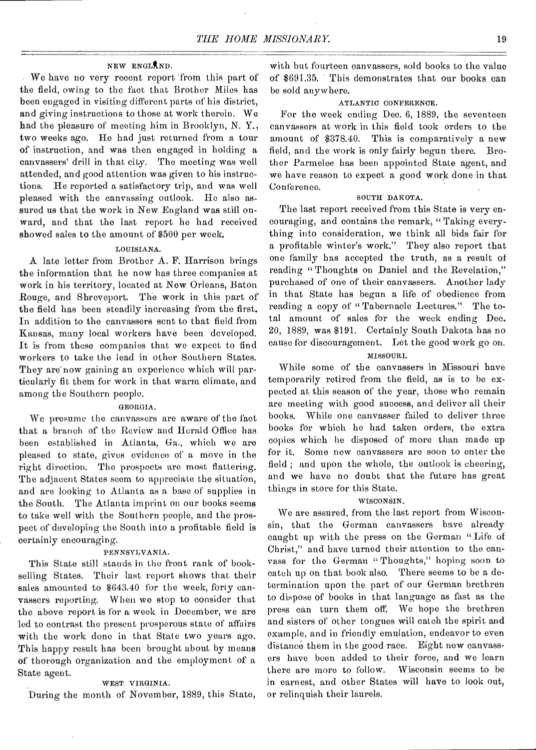### NEW ENGLAND.

We have no very recent report from this part of the field, owing to the fact that Brother Miles has been engaged in visiting different parts of his district, and giving instructions to those at work therein. We had the pleasure of meeting him in Brooklyn, N. Y., two weeks ago. He had just returned from a tour of instruction, and was then engaged in holding a canvassers' drill in that city. The meeting was well attended, and good attention was given to his instructions. He reported a satisfactory trip, and was well pleased with the canvassing outlook. He also assured us that the work in New England was still onward, and that the last report he had received showed sales to the amount of $500 per week.

### LOUISIANA.

A late letter from Brother A. F. Harrison brings the information that he now has three companies at work in his territory, located at New Orleans, Baton Rouge, and Shreveport. The work in this part of the field has been steadily increasing from the first. In addition to the canvassers sent to that field from Kansas, many local workers have been developed. It is from these companies that we expect to find workers to take the lead in other Southern States. They are now gaining an experience which will particularly fit them for work in that warm climate, and among the Southern people.

### GEORGIA.

We presume the canvassers are aware of the fact that a branch of the Review and Herald Office has been established in Atlanta, Ga., which we are pleased to state, gives evidence of a move in the right direction. The prospects are most flattering. The adjacent States seem to appreciate the situation, and are looking to Atlanta as a base of supplies in the South. The Atlanta imprint on our books seems to take well with the Southern people, and the prospect of developing the South into a profitable field is certainly encouraging.

### PENNSYLVANIA.

This State still stands in the front rank of bookselling States. Their last report shows that their sales amounted to $643.40 for the week, forty canvassers reporting. When we stop to consider that the above report is for a week in December, we are led to contrast the present prosperous state of affairs with the work done in that State two years ago. This happy result has been brought about by means of thorough organization and the employment of a State agent.

### WEST VIRGINIA.

During the month of November, 1889, this State, with but fourteen canvassers, sold books to the value of $691.35. This demonstrates that our books can be sold anywhere.

### ATLANTIC CONFERENCE.

For the week ending Dec. 6, 1889, the seventeen canvassers at work in this field took orders to the amount of $378.40. This is comparatively a new field, and the work is only fairly begun there. Brother Parmelee has been appointed State agent, and we have reason to expect a good work done in that Conference.

### SOUTH DAKOTA.

The last report received from this State is very encouraging, and contains the remark, "Taking everything into consideration, we think all bids fair for a profitable winter's work." They also report that one family has accepted the truth, as a result of reading "Thoughts on Daniel and the Revelation," purchased of one of their canvassers. Another lady in that State has begun a life of obedience from reading a copy of "Tabernacle Lectures." The total amount of sales for the week ending Dec. 20, 1889, was $191. Certainly South Dakota has no cause for discouragement. Let the good work go on.

### MISSOURI.

While some of the canvassers in Missouri have temporarily retired from the field, as is to be expected at this season of the year, those who remain are meeting with good success, and deliver all their books. While one canvasser failed to deliver three books for which he had taken orders, the extra copies which he disposed of more than made up for it. Some new canvassers are soon to enter the field; and upon the whole, the outlook is cheering, and we have no doubt that the future has great things in store for this State.

### WISCONSIN.

We are assured, from the last report from Wisconsin, that the German canvassers have already caught up with the press on the German "Life of Christ," and have turned their attention to the canvass for the German "Thoughts," hoping soon to catch up on that book also. There seems to be a determination upon the part of our German brethren to dispose of books in that language as fast as the press can turn them off. We hope the brethren and sisters of other tongues will catch the spirit and example, and in friendly emulation, endeavor to even distance them in the good race. Eight new canvassers have been added to their force, and we learn there are more to follow. Wisconsin seems to be in earnest, and other States will have to look out, or relinquish their laurels.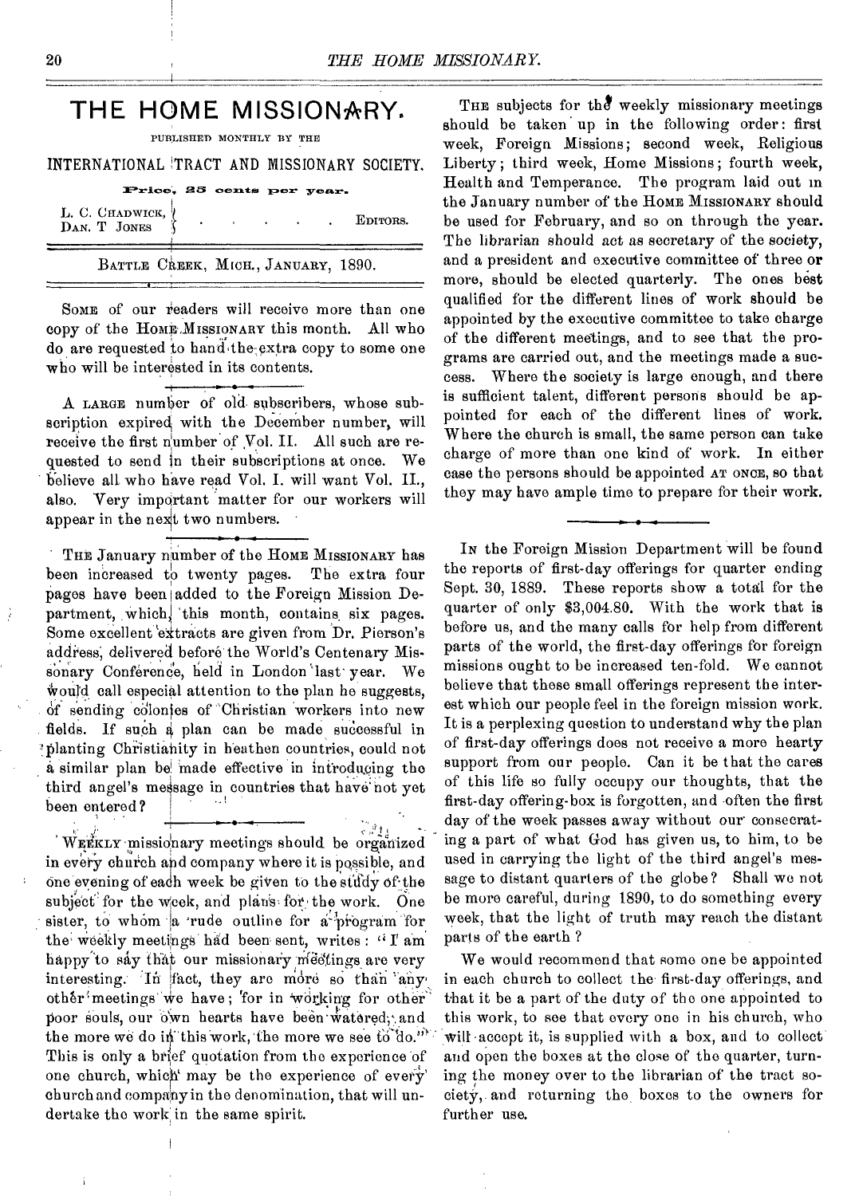# THE HOME MISSIONARY.

PUBLISHED MONTHLY BY THE

INTERNATIONAL TRACT AND MISSIONARY SOCIETY.

**Price, 25 cents per year.**

L. C. CHADWICK, DAN. T JONES . . . . . EDITORS.

BATTLE CREEK, MICH., JANUARY, 1890.

SOME of our readers will receive more than one copy of the HOME MISSIONARY this month. All who do are requested to hand the extra copy to some one who will be interested in its contents.

A LARGE number of old subscribers, whose subscription expired with the December number, will receive the first number of Vol. II. All such are requested to send in their subscriptions at once. We believe all who have read Vol. I. will want Vol. II., also. Very important matter for our workers will appear in the next two numbers.

THE January number of the HOME MISSIONARY has been increased to twenty pages. The extra four pages have been added to the Foreign Mission Department, which, this month, contains six pages. Some excellent extracts are given from Dr. Pierson's address, delivered before the World's Centenary Missionary Conference, held in London last year. We would call especial attention to the plan he suggests, of sending colonies of Christian workers into new fields. If such a plan can be made successful in planting Christianity in heathen countries, could not a similar plan be made effective in introducing the third angel's message in countries that have not yet been entered?

WEEKLY missionary meetings should be organized in every church and company where it is possible, and one evening of each week be given to the study of the subject for the week, and plans for the work. One sister, to whom a rude outline for a program for the weekly meetings had been sent, writes: "I am happy to say that our missionary meetings are very interesting. In fact, they are more so than any other meetings we have; for in working for other poor souls, our own hearts have been watered; and the more we do in this work, the more we see to do." This is only a brief quotation from the experience of one church, which may be the experience of every church and company in the denomination, that will undertake the work in the same spirit.

THE subjects for the weekly missionary meetings should be taken up in the following order: first week, Foreign Missions; second week, Religious Liberty; third week, Home Missions; fourth week, Health and Temperance. The program laid out in the January number of the HOME MISSIONARY should be used for February, and so on through the year. The librarian should act as secretary of the society, and a president and executive committee of three or more, should be elected quarterly. The ones best qualified for the different lines of work should be appointed by the executive committee to take charge of the different meetings, and to see that the programs are carried out, and the meetings made a success. Where the society is large enough, and there is sufficient talent, different persons should be appointed for each of the different lines of work. Where the church is small, the same person can take charge of more than one kind of work. In either case the persons should be appointed AT ONCE, so that they may have ample time to prepare for their work.

IN the Foreign Mission Department will be found the reports of first-day offerings for quarter ending Sept. 30, 1889. These reports show a total for the quarter of only $3,004.80. With the work that is before us, and the many calls for help from different parts of the world, the first-day offerings for foreign missions ought to be increased ten-fold. We cannot believe that these small offerings represent the interest which our people feel in the foreign mission work. It is a perplexing question to understand why the plan of first-day offerings does not receive a more hearty support from our people. Can it be that the cares of this life so fully occupy our thoughts, that the first-day offering-box is forgotten, and often the first day of the week passes away without our consecrating a part of what God has given us, to him, to be used in carrying the light of the third angel's message to distant quarters of the globe? Shall we not be more careful, during 1890, to do something every week, that the light of truth may reach the distant parts of the earth?

We would recommend that some one be appointed in each church to collect the first-day offerings, and that it be a part of the duty of the one appointed to this work, to see that every one in his church, who will accept it, is supplied with a box, and to collect and open the boxes at the close of the quarter, turning the money over to the librarian of the tract society, and returning the boxes to the owners for further use.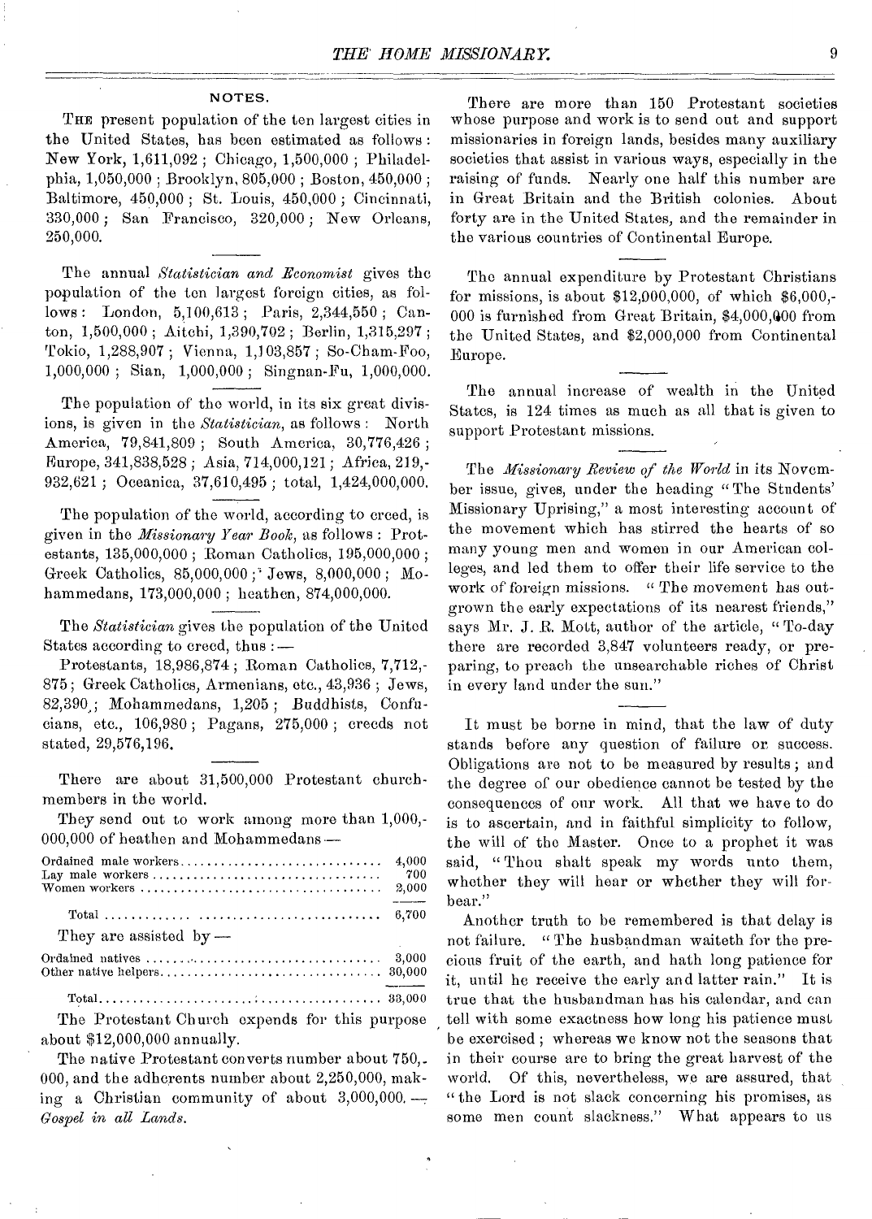## NOTES.

THE present population of the ten largest cities in the United States, has been estimated as follows: New York, 1,611,092; Chicago, 1,500,000; Philadelphia, 1,050,000; Brooklyn, 805,000; Boston, 450,000; Baltimore, 450,000; St. Louis, 450,000; Cincinnati, 330,000; San Francisco, 320,000; New Orleans, 250,000.

The annual *Statistician and Economist* gives the population of the ten largest foreign cities, as follows: London, 5,100,613; Paris, 2,344,550; Canton, 1,500,000; Aitchi, 1,390,702; Berlin, 1,315,297; Tokio, 1,288,907; Vienna, 1,103,857; So-Cham-Foo, 1,000,000; Sian, 1,000,000; Singnan-Fu, 1,000,000.

The population of the world, in its six great divisions, is given in the *Statistician*, as follows: North America, 79,841,809; South America, 30,776,426; Europe, 341,838,528; Asia, 714,000,121; Africa, 219,932,621; Oceanica, 37,610,495; total, 1,424,000,000.

The population of the world, according to creed, is given in the *Missionary Year Book*, as follows: Protestants, 135,000,000; Roman Catholics, 195,000,000; Greek Catholics, 85,000,000; Jews, 8,000,000; Mohammedans, 173,000,000; heathen, 874,000,000.

The *Statistician* gives the population of the United States according to creed, thus:—

Protestants, 18,986,874; Roman Catholics, 7,712,875; Greek Catholics, Armenians, etc., 43,936; Jews, 82,390; Mohammedans, 1,205; Buddhists, Confucians, etc., 106,980; Pagans, 275,000; creeds not stated, 29,576,196.

There are about 31,500,000 Protestant church-members in the world.

They send out to work among more than 1,000,000,000 of heathen and Mohammedans—

| | |
|---|---|
| Ordained male workers | 4,000 |
| Lay male workers | 700 |
| Women workers | 2,000 |
| Total | 6,700 |

They are assisted by—

| | |
|---|---|
| Ordained natives | 3,000 |
| Other native helpers | 30,000 |
| Total | 33,000 |

The Protestant Church expends for this purpose about $12,000,000 annually.

The native Protestant converts number about 750,000, and the adherents number about 2,250,000, making a Christian community of about 3,000,000.—*Gospel in all Lands.*

There are more than 150 Protestant societies whose purpose and work is to send out and support missionaries in foreign lands, besides many auxiliary societies that assist in various ways, especially in the raising of funds. Nearly one half this number are in Great Britain and the British colonies. About forty are in the United States, and the remainder in the various countries of Continental Europe.

The annual expenditure by Protestant Christians for missions, is about $12,000,000, of which $6,000,000 is furnished from Great Britain, $4,000,000 from the United States, and $2,000,000 from Continental Europe.

The annual increase of wealth in the United States, is 124 times as much as all that is given to support Protestant missions.

The *Missionary Review of the World* in its November issue, gives, under the heading "The Students' Missionary Uprising," a most interesting account of the movement which has stirred the hearts of so many young men and women in our American colleges, and led them to offer their life service to the work of foreign missions. "The movement has outgrown the early expectations of its nearest friends," says Mr. J. R. Mott, author of the article, "To-day there are recorded 3,847 volunteers ready, or preparing, to preach the unsearchable riches of Christ in every land under the sun."

It must be borne in mind, that the law of duty stands before any question of failure or success. Obligations are not to be measured by results; and the degree of our obedience cannot be tested by the consequences of our work. All that we have to do is to ascertain, and in faithful simplicity to follow, the will of the Master. Once to a prophet it was said, "Thou shalt speak my words unto them, whether they will hear or whether they will forbear."

Another truth to be remembered is that delay is not failure. "The husbandman waiteth for the precious fruit of the earth, and hath long patience for it, until he receive the early and latter rain." It is true that the husbandman has his calendar, and can tell with some exactness how long his patience must be exercised; whereas we know not the seasons that in their course are to bring the great harvest of the world. Of this, nevertheless, we are assured, that "the Lord is not slack concerning his promises, as some men count slackness." What appears to us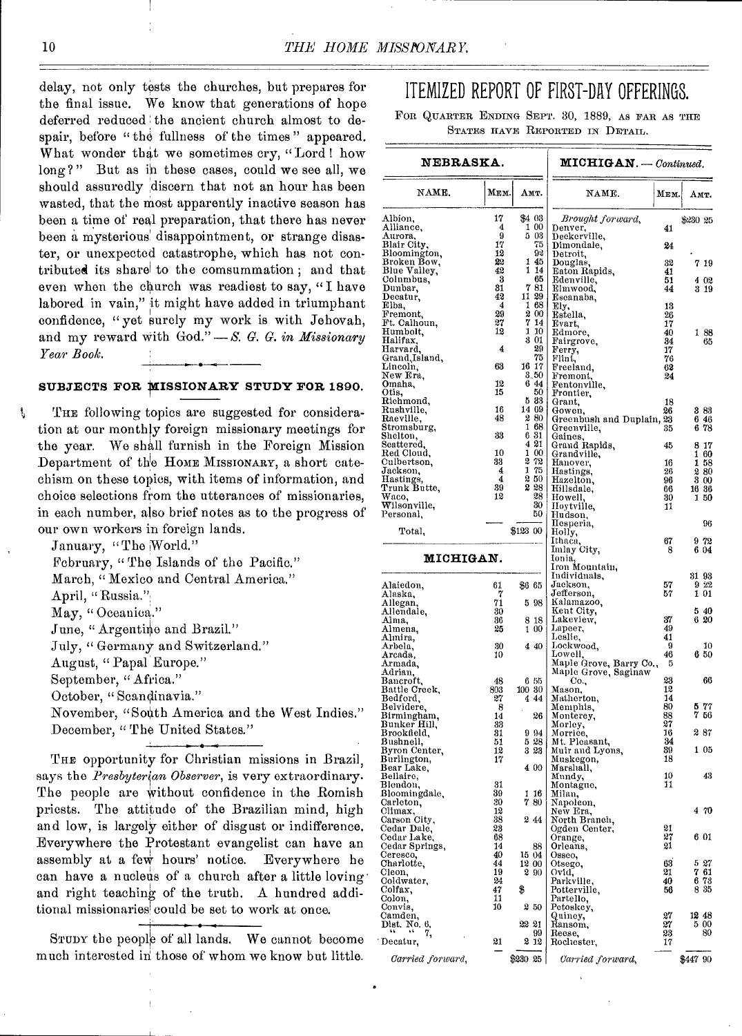delay, not only tests the churches, but prepares for the final issue. We know that generations of hope deferred reduced the ancient church almost to despair, before "the fullness of the times" appeared. What wonder that we sometimes cry, "Lord! how long?" But as in these cases, could we see all, we should assuredly discern that not an hour has been wasted, that the most apparently inactive season has been a time of real preparation, that there has never been a mysterious disappointment, or strange disaster, or unexpected catastrophe, which has not contributed its share to the comsummation; and that even when the church was readiest to say, "I have labored in vain," it might have added in triumphant confidence, "yet surely my work is with Jehovah, and my reward with God." — *S. G. G. in Missionary Year Book.*

### SUBJECTS FOR MISSIONARY STUDY FOR 1890.

The following topics are suggested for consideration at our monthly foreign missionary meetings for the year. We shall furnish in the Foreign Mission Department of the Home Missionary, a short catechism on these topics, with items of information, and choice selections from the utterances of missionaries, in each number, also brief notes as to the progress of our own workers in foreign lands.

January, "The World."
February, "The Islands of the Pacific."
March, "Mexico and Central America."
April, "Russia."
May, "Oceanica."
June, "Argentine and Brazil."
July, "Germany and Switzerland."
August, "Papal Europe."
September, "Africa."
October, "Scandinavia."
November, "South America and the West Indies."
December, "The United States."

The opportunity for Christian missions in Brazil, says the *Presbyterian Observer*, is very extraordinary. The people are without confidence in the Romish priests. The attitude of the Brazilian mind, high and low, is largely either of disgust or indifference. Everywhere the Protestant evangelist can have an assembly at a few hours' notice. Everywhere he can have a nucleus of a church after a little loving and right teaching of the truth. A hundred additional missionaries could be set to work at once.

Study the people of all lands. We cannot become much interested in those of whom we know but little.

# ITEMIZED REPORT OF FIRST-DAY OFFERINGS.

For Quarter Ending Sept. 30, 1889, as far as the States have Reported in Detail.

## NEBRASKA.

| NAME. | MEM. | AMT. |
|---|---|---|
| Albion, | 17 | $4 03 |
| Alliance, | 4 | 1 00 |
| Aurora, | 9 | 5 03 |
| Blair City, | 17 | 75 |
| Bloomington, | 12 | 92 |
| Broken Bow, | 23 | 1 45 |
| Blue Valley, | 42 | 1 14 |
| Columbus, | 3 | 65 |
| Dunbar, | 31 | 7 81 |
| Decatur, | 42 | 11 29 |
| Elba, | 4 | 1 68 |
| Fremont, | 29 | 2 00 |
| Ft. Calhoun, | 27 | 7 14 |
| Humbolt, | 12 | 1 10 |
| Halifax, | | 3 01 |
| Harvard, | 4 | 29 |
| Grand Island, | | 75 |
| Lincoln, | 63 | 16 17 |
| New Era, | | 3 50 |
| Omaha, | 12 | 6 44 |
| Otis, | 15 | 50 |
| Richmond, | | 5 33 |
| Rushville, | 16 | 14 09 |
| Raeville, | 48 | 2 80 |
| Stromsburg, | | 1 68 |
| Shelton, | 33 | 6 31 |
| Scattered, | | 4 21 |
| Red Cloud, | 10 | 1 00 |
| Culbertson, | 33 | 2 72 |
| Jackson, | 4 | 1 75 |
| Hastings, | 4 | 2 50 |
| Trunk Butte, | 39 | 2 28 |
| Waco, | 12 | 28 |
| Wilsonville, | | 30 |
| Personal, | | 50 |
| Total, | | $123 00 |

## MICHIGAN.

| NAME. | MEM. | AMT. |
|---|---|---|
| Alaiedon, | 61 | $6 65 |
| Alaska, | 7 | |
| Allegan, | 71 | 5 98 |
| Allendale, | 30 | |
| Alma, | 36 | 8 18 |
| Almena, | 25 | 1 00 |
| Almira, | | |
| Arbela, | 30 | 4 40 |
| Arcada, | 10 | |
| Armada, | | |
| Adrian, | | |
| Bancroft, | 48 | 6 55 |
| Battle Creek, | 803 | 100 30 |
| Bedford, | 27 | 4 44 |
| Belvidere, | 8 | |
| Birmingham, | 14 | 26 |
| Bunker Hill, | 33 | |
| Brookfield, | 31 | 9 94 |
| Bushnell, | 51 | 5 28 |
| Byron Center, | 12 | 3 23 |
| Burlington, | 17 | |
| Bear Lake, | | 4 00 |
| Bellaire, | | |
| Blendon, | 31 | |
| Bloomingdale, | 39 | 1 16 |
| Carleton, | 20 | 7 80 |
| Climax, | 12 | |
| Carson City, | 38 | 2 44 |
| Cedar Dale, | 23 | |
| Cedar Lake, | 68 | |
| Cedar Springs, | 14 | 88 |
| Ceresco, | 40 | 15 04 |
| Charlotte, | 44 | 12 00 |
| Cleon, | 19 | 2 90 |
| Coldwater, | 24 | |
| Colfax, | 47 | $ |
| Colon, | 11 | |
| Convis, | 10 | 2 50 |
| Camden, | | |
| Dist. No. 6, | | 22 21 |
| " " 7, | | 99 |
| Decatur, | 21 | 2 12 |
| *Carried forward,* | | $230 25 |

## MICHIGAN. — *Continued.*

| NAME. | MEM. | AMT. |
|---|---|---|
| *Brought forward,* | | $230 25 |
| Denver, | 41 | |
| Deckerville, | | |
| Dimondale, | 24 | |
| Detroit, | | |
| Douglas, | 32 | 7 19 |
| Eaton Rapids, | 41 | |
| Edenville, | 51 | 4 02 |
| Elmwood, | 44 | 3 19 |
| Escanaba, | | |
| Ely, | 13 | |
| Estella, | 26 | |
| Evart, | 17 | |
| Edmore, | 40 | 1 88 |
| Fairgrove, | 34 | 65 |
| Ferry, | 17 | |
| Flint, | 76 | |
| Freeland, | 62 | |
| Fremont, | 24 | |
| Fentonville, | | |
| Frontier, | | |
| Grant, | 18 | |
| Gowen, | 26 | 3 83 |
| Greenbush and Duplain, | 23 | 6 46 |
| Greenville, | 35 | 6 78 |
| Gaines, | | |
| Grand Rapids, | 45 | 8 17 |
| Grandville, | | 1 60 |
| Hanover, | 16 | 1 58 |
| Hastings, | 26 | 2 80 |
| Hazelton, | 96 | 3 00 |
| Hillsdale, | 66 | 16 36 |
| Howell, | 30 | 1 50 |
| Hoytville, | 11 | |
| Hudson, | | |
| Hesperia, | | 96 |
| Holly, | | |
| Ithaca, | 67 | 9 72 |
| Imlay City, | 8 | 6 04 |
| Ionia, | | |
| Iron Mountain, | | |
| Individuals, | | 31 93 |
| Jackson, | 57 | 9 22 |
| Jefferson, | 57 | 1 01 |
| Kalamazoo, | | |
| Kent City, | | 5 40 |
| Lakeview, | 37 | 6 20 |
| Lapeer, | 49 | |
| Leslie, | 41 | |
| Lockwood, | 9 | 10 |
| Lowell, | 46 | 6 50 |
| Maple Grove, Barry Co., | 5 | |
| Maple Grove, Saginaw Co., | 23 | 66 |
| Mason, | 12 | |
| Matherton, | 14 | |
| Memphis, | 80 | 5 77 |
| Monterey, | 88 | 7 56 |
| Morley, | 27 | |
| Morrice, | 16 | 2 87 |
| Mt. Pleasant, | 34 | |
| Muir and Lyons, | 39 | 1 05 |
| Muskegon, | 18 | |
| Marshall, | | |
| Mundy, | 10 | 43 |
| Montague, | 11 | |
| Milan, | | |
| Napoleon, | | |
| New Era, | | 4 70 |
| North Branch, | | |
| Ogden Center, | 21 | |
| Orange, | 27 | 6 01 |
| Orleans, | 21 | |
| Osseo, | | |
| Otsego, | 63 | 5 27 |
| Ovid, | 21 | 7 61 |
| Parkville, | 40 | 6 73 |
| Potterville, | 56 | 8 35 |
| Partello, | | |
| Petoskey, | | |
| Quincy, | 27 | 12 48 |
| Ransom, | 27 | 5 00 |
| Reese, | 23 | 80 |
| Rochester, | 17 | |
| *Carried forward,* | | $447 90 |